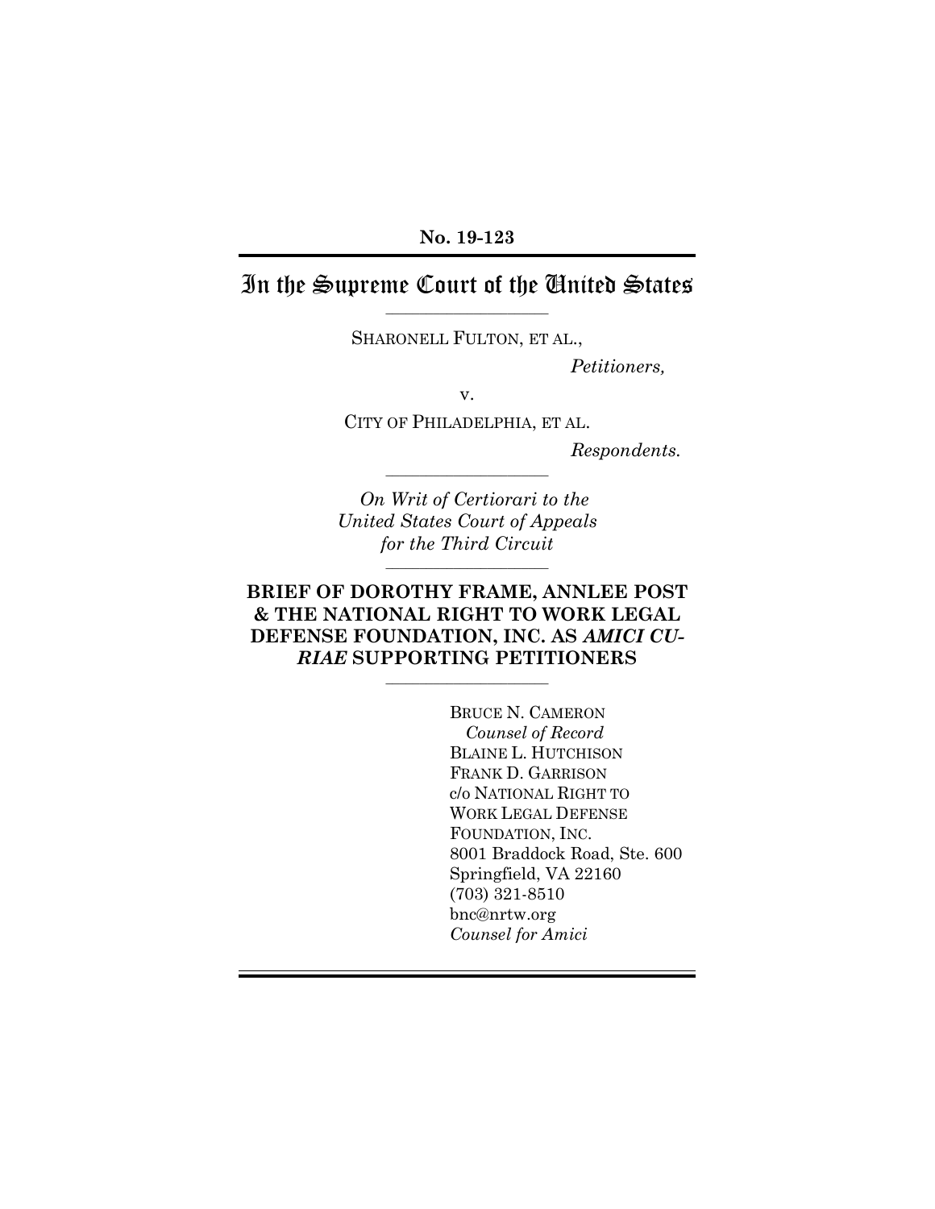**No. 19-123**

# In the Supreme Court of the United States

---

SHARONELL FULTON, ET AL.,

*Petitioners,*

v.

CITY OF PHILADELPHIA, ET AL.

*Respondents.*

---

*On Writ of Certiorari to the United States Court of Appeals for the Third Circuit*

---

**BRIEF OF DOROTHY FRAME, ANNLEE POST & THE NATIONAL RIGHT TO WORK LEGAL DEFENSE FOUNDATION, INC. AS *AMICI CURIAE* SUPPORTING PETITIONERS**

---

BRUCE N. CAMERON
*Counsel of Record*
BLAINE L. HUTCHISON
FRANK D. GARRISON
c/o NATIONAL RIGHT TO WORK LEGAL DEFENSE FOUNDATION, INC.
8001 Braddock Road, Ste. 600
Springfield, VA 22160
(703) 321-8510
bnc@nrtw.org
*Counsel for Amici*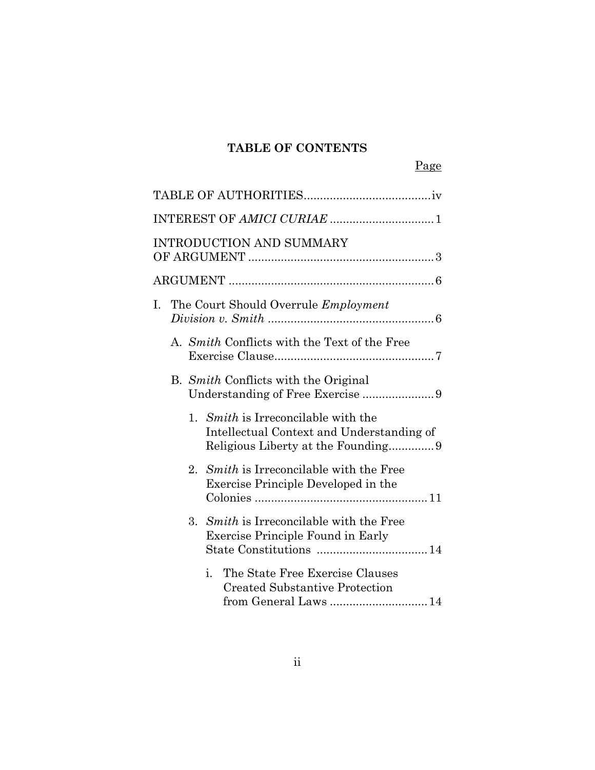## TABLE OF CONTENTS

Page

TABLE OF AUTHORITIES....................................... iv

INTEREST OF *AMICI CURIAE* ................................ 1

INTRODUCTION AND SUMMARY OF ARGUMENT ......................................................... 3

ARGUMENT ............................................................... 6

I. The Court Should Overrule *Employment Division v. Smith* .................................................. 6

   A. *Smith* Conflicts with the Text of the Free Exercise Clause................................................. 7

   B. *Smith* Conflicts with the Original Understanding of Free Exercise ...................... 9

      1. *Smith* is Irreconcilable with the Intellectual Context and Understanding of Religious Liberty at the Founding............. 9

      2. *Smith* is Irreconcilable with the Free Exercise Principle Developed in the Colonies ..................................................... 11

      3. *Smith* is Irreconcilable with the Free Exercise Principle Found in Early State Constitutions .................................. 14

         i. The State Free Exercise Clauses Created Substantive Protection from General Laws .............................. 14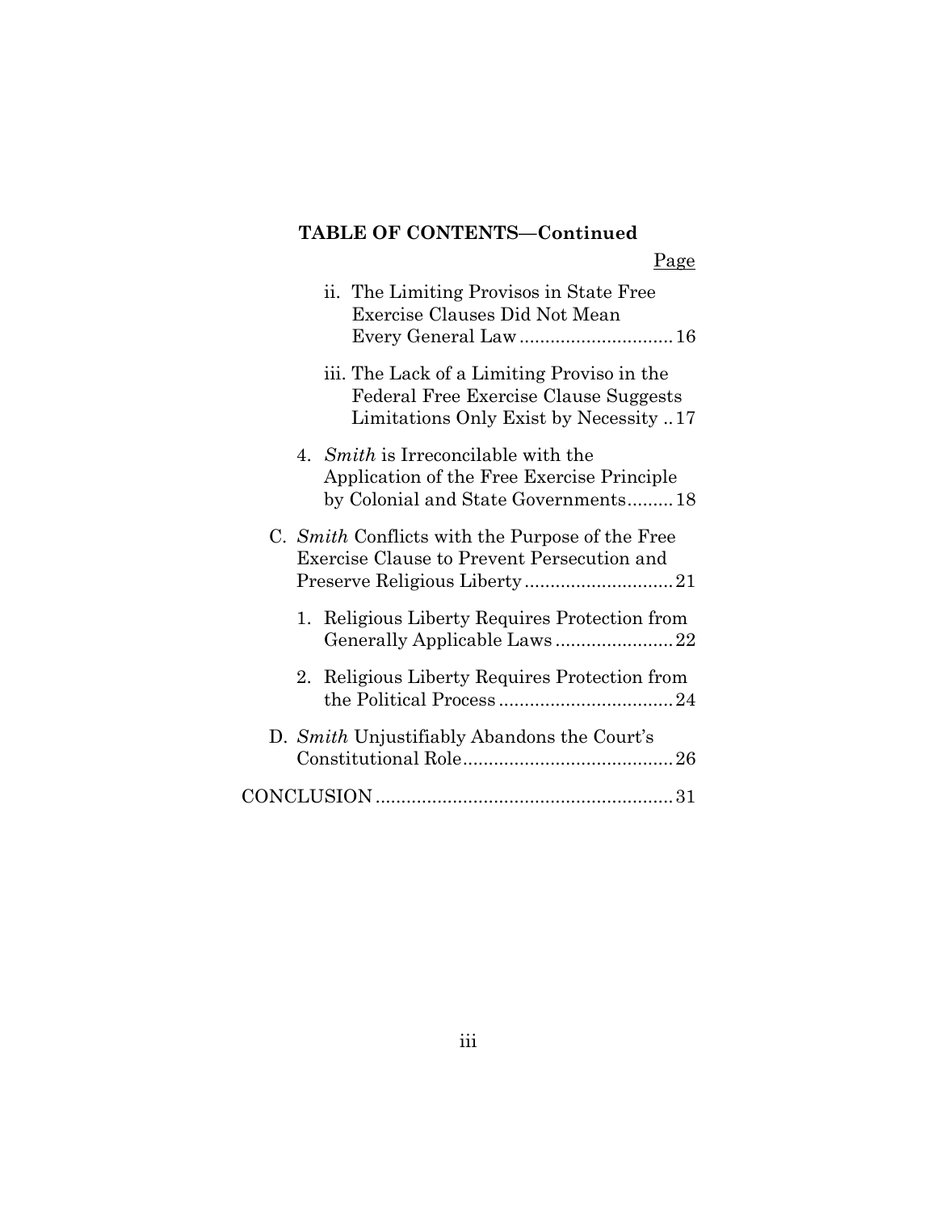**TABLE OF CONTENTS—Continued**

Page

ii. The Limiting Provisos in State Free Exercise Clauses Did Not Mean Every General Law .............................. 16

iii. The Lack of a Limiting Proviso in the Federal Free Exercise Clause Suggests Limitations Only Exist by Necessity .. 17

4. *Smith* is Irreconcilable with the Application of the Free Exercise Principle by Colonial and State Governments......... 18

C. *Smith* Conflicts with the Purpose of the Free Exercise Clause to Prevent Persecution and Preserve Religious Liberty ............................ 21

1. Religious Liberty Requires Protection from Generally Applicable Laws ....................... 22

2. Religious Liberty Requires Protection from the Political Process .................................. 24

D. *Smith* Unjustifiably Abandons the Court's Constitutional Role......................................... 26

CONCLUSION ......................................................... 31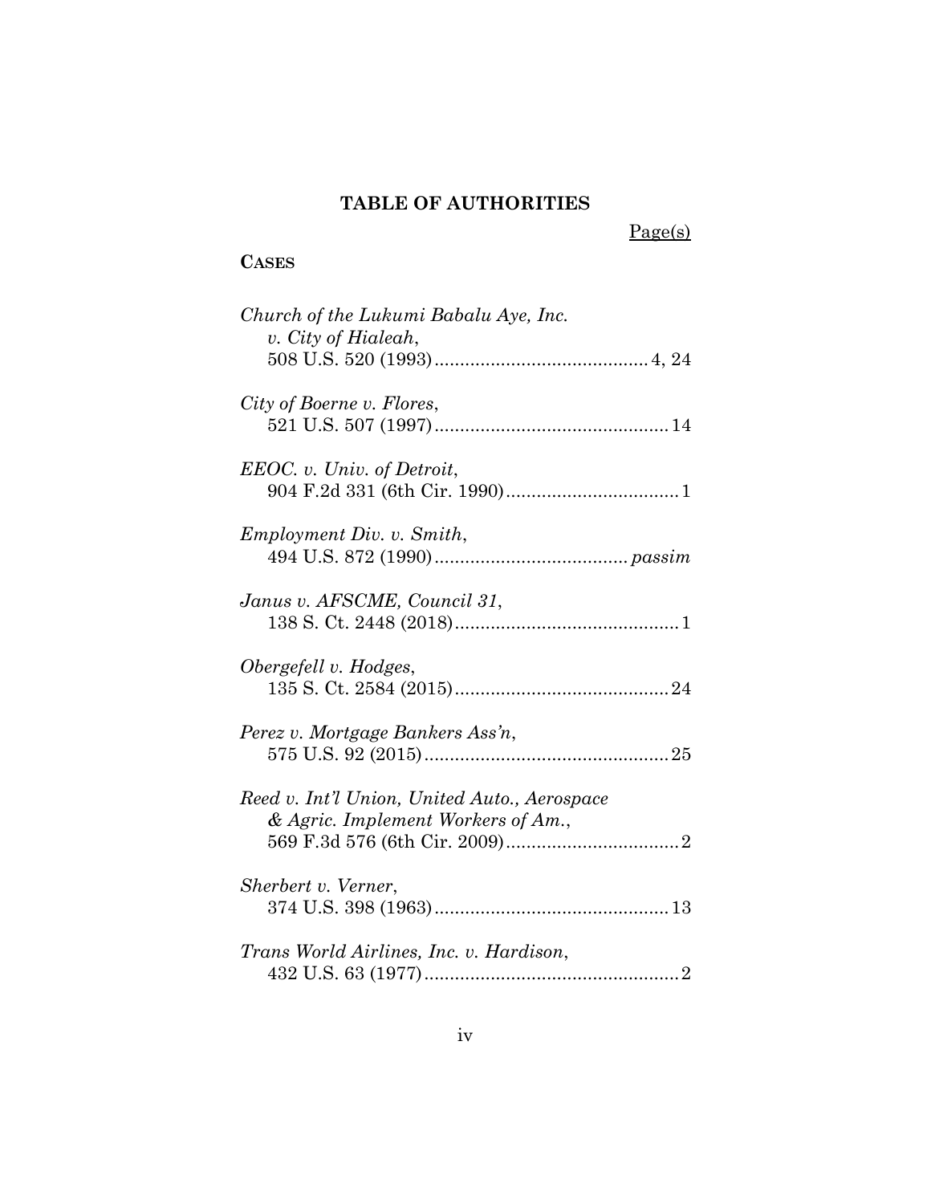# TABLE OF AUTHORITIES

Page(s)

**CASES**

*Church of the Lukumi Babalu Aye, Inc. v. City of Hialeah*, 508 U.S. 520 (1993) .......... 4, 24

*City of Boerne v. Flores*, 521 U.S. 507 (1997) .......... 14

*EEOC. v. Univ. of Detroit*, 904 F.2d 331 (6th Cir. 1990) .......... 1

*Employment Div. v. Smith*, 494 U.S. 872 (1990) .......... *passim*

*Janus v. AFSCME, Council 31*, 138 S. Ct. 2448 (2018) .......... 1

*Obergefell v. Hodges*, 135 S. Ct. 2584 (2015) .......... 24

*Perez v. Mortgage Bankers Ass'n*, 575 U.S. 92 (2015) .......... 25

*Reed v. Int'l Union, United Auto., Aerospace & Agric. Implement Workers of Am.*, 569 F.3d 576 (6th Cir. 2009) .......... 2

*Sherbert v. Verner*, 374 U.S. 398 (1963) .......... 13

*Trans World Airlines, Inc. v. Hardison*, 432 U.S. 63 (1977) .......... 2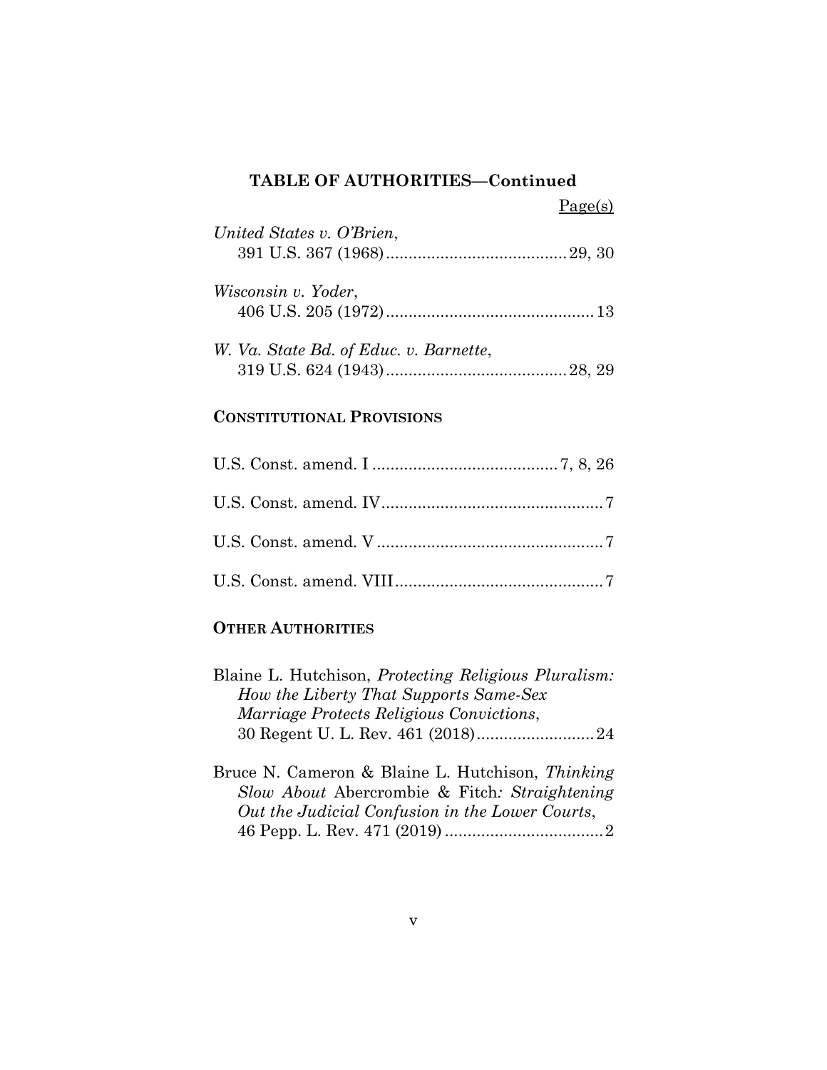## TABLE OF AUTHORITIES—Continued

Page(s)

*United States v. O'Brien*,
391 U.S. 367 (1968) ........................................ 29, 30

*Wisconsin v. Yoder*,
406 U.S. 205 (1972) .............................................. 13

*W. Va. State Bd. of Educ. v. Barnette*,
319 U.S. 624 (1943) ........................................ 28, 29

### CONSTITUTIONAL PROVISIONS

U.S. Const. amend. I ......................................... 7, 8, 26

U.S. Const. amend. IV ................................................. 7

U.S. Const. amend. V .................................................. 7

U.S. Const. amend. VIII .............................................. 7

### OTHER AUTHORITIES

Blaine L. Hutchison, *Protecting Religious Pluralism: How the Liberty That Supports Same-Sex Marriage Protects Religious Convictions*, 30 Regent U. L. Rev. 461 (2018) .......................... 24

Bruce N. Cameron & Blaine L. Hutchison, *Thinking Slow About* Abercrombie & Fitch*: Straightening Out the Judicial Confusion in the Lower Courts*, 46 Pepp. L. Rev. 471 (2019) ................................... 2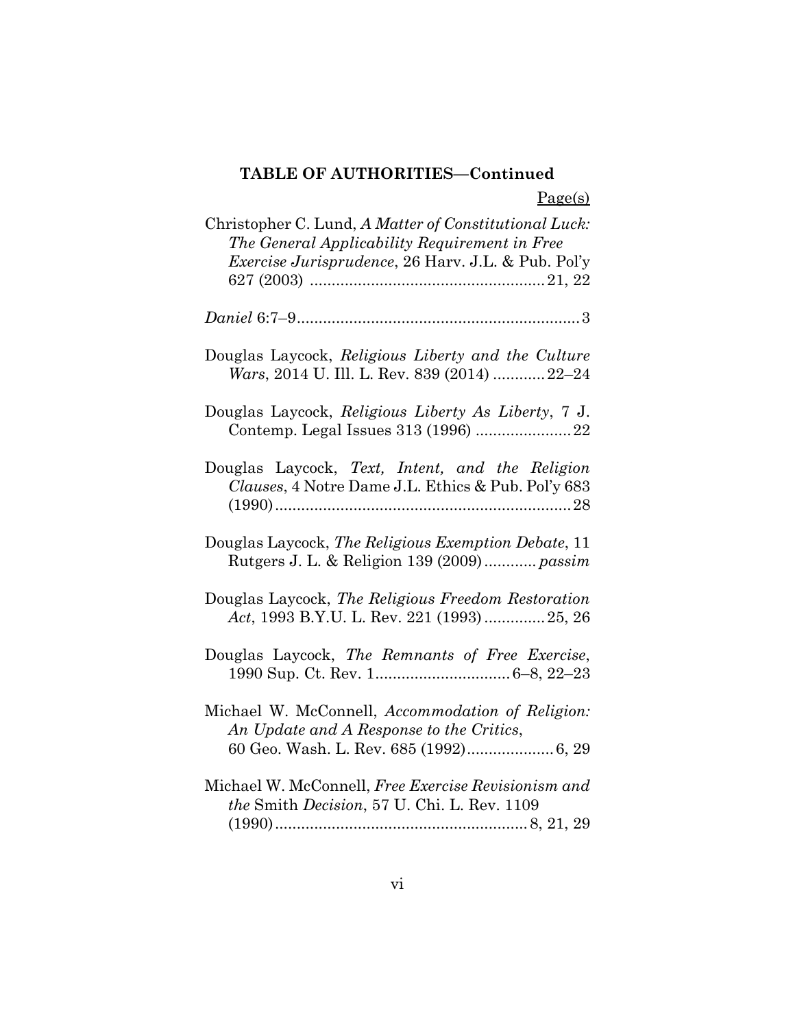**TABLE OF AUTHORITIES—Continued**

Page(s)

Christopher C. Lund, *A Matter of Constitutional Luck: The General Applicability Requirement in Free Exercise Jurisprudence*, 26 Harv. J.L. & Pub. Pol'y 627 (2003) ....................................................21, 22

*Daniel* 6:7–9...............................................................3

Douglas Laycock, *Religious Liberty and the Culture Wars*, 2014 U. Ill. L. Rev. 839 (2014) ............22–24

Douglas Laycock, *Religious Liberty As Liberty*, 7 J. Contemp. Legal Issues 313 (1996) ......................22

Douglas Laycock, *Text, Intent, and the Religion Clauses*, 4 Notre Dame J.L. Ethics & Pub. Pol'y 683 (1990)...................................................................28

Douglas Laycock, *The Religious Exemption Debate*, 11 Rutgers J. L. & Religion 139 (2009)............*passim*

Douglas Laycock, *The Religious Freedom Restoration Act*, 1993 B.Y.U. L. Rev. 221 (1993)..............25, 26

Douglas Laycock, *The Remnants of Free Exercise*, 1990 Sup. Ct. Rev. 1...............................6–8, 22–23

Michael W. McConnell, *Accommodation of Religion: An Update and A Response to the Critics*, 60 Geo. Wash. L. Rev. 685 (1992)....................6, 29

Michael W. McConnell, *Free Exercise Revisionism and the* Smith *Decision*, 57 U. Chi. L. Rev. 1109 (1990)........................................................8, 21, 29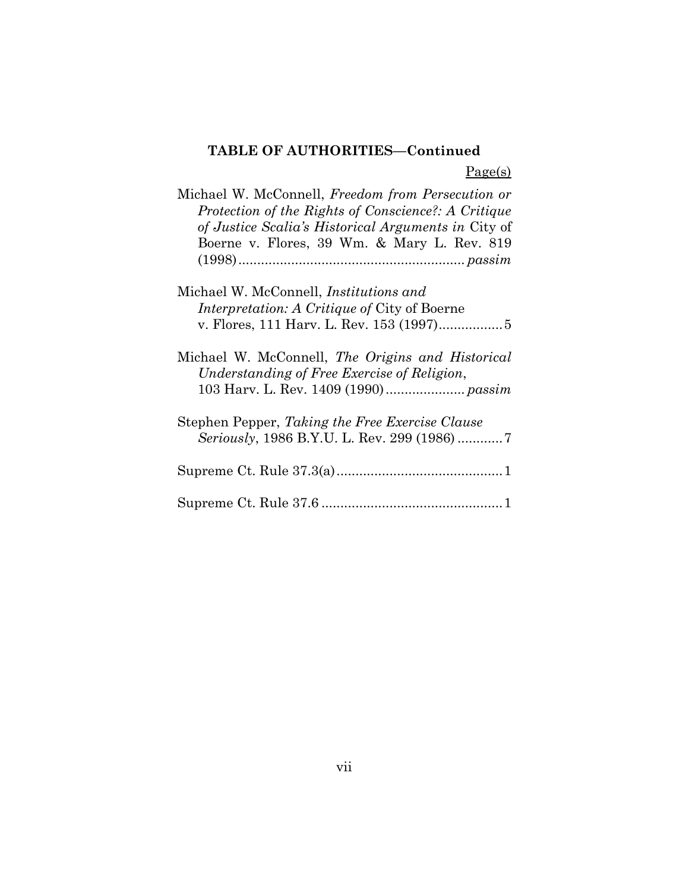**TABLE OF AUTHORITIES—Continued**

Page(s)

Michael W. McConnell, *Freedom from Persecution or Protection of the Rights of Conscience?: A Critique of Justice Scalia's Historical Arguments in* City of Boerne v. Flores, 39 Wm. & Mary L. Rev. 819 (1998)............................................................ *passim*

Michael W. McConnell, *Institutions and Interpretation: A Critique of* City of Boerne v. Flores, 111 Harv. L. Rev. 153 (1997).................5

Michael W. McConnell, *The Origins and Historical Understanding of Free Exercise of Religion*, 103 Harv. L. Rev. 1409 (1990)..................... *passim*

Stephen Pepper, *Taking the Free Exercise Clause Seriously*, 1986 B.Y.U. L. Rev. 299 (1986) ............7

Supreme Ct. Rule 37.3(a)............................................1

Supreme Ct. Rule 37.6 ...............................................1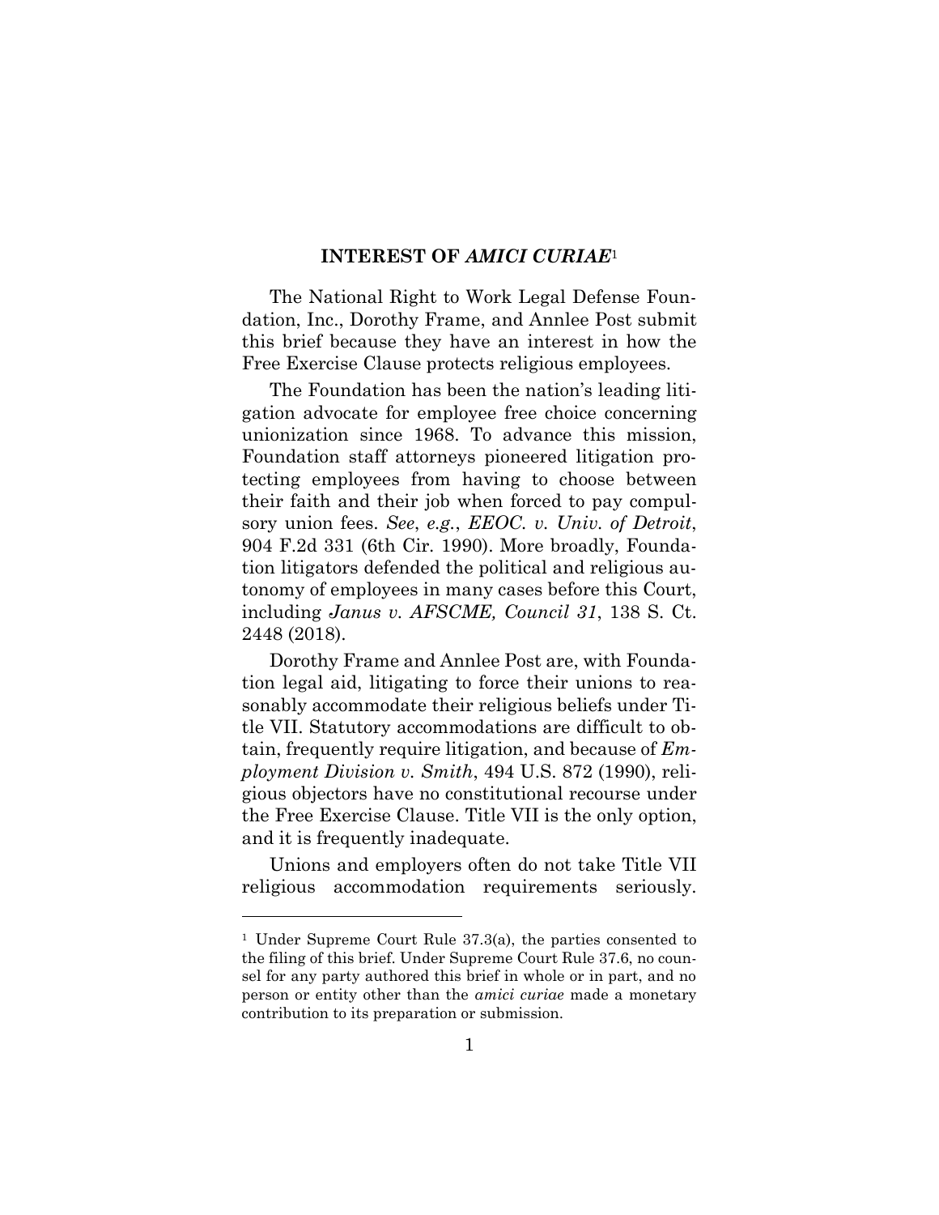## INTEREST OF *AMICI CURIAE*[1]

The National Right to Work Legal Defense Foundation, Inc., Dorothy Frame, and Annlee Post submit this brief because they have an interest in how the Free Exercise Clause protects religious employees.

The Foundation has been the nation's leading litigation advocate for employee free choice concerning unionization since 1968. To advance this mission, Foundation staff attorneys pioneered litigation protecting employees from having to choose between their faith and their job when forced to pay compulsory union fees. *See*, *e.g.*, *EEOC. v. Univ. of Detroit*, 904 F.2d 331 (6th Cir. 1990). More broadly, Foundation litigators defended the political and religious autonomy of employees in many cases before this Court, including *Janus v. AFSCME, Council 31*, 138 S. Ct. 2448 (2018).

Dorothy Frame and Annlee Post are, with Foundation legal aid, litigating to force their unions to reasonably accommodate their religious beliefs under Title VII. Statutory accommodations are difficult to obtain, frequently require litigation, and because of *Employment Division v. Smith*, 494 U.S. 872 (1990), religious objectors have no constitutional recourse under the Free Exercise Clause. Title VII is the only option, and it is frequently inadequate.

Unions and employers often do not take Title VII religious accommodation requirements seriously.

---

[1] Under Supreme Court Rule 37.3(a), the parties consented to the filing of this brief. Under Supreme Court Rule 37.6, no counsel for any party authored this brief in whole or in part, and no person or entity other than the *amici curiae* made a monetary contribution to its preparation or submission.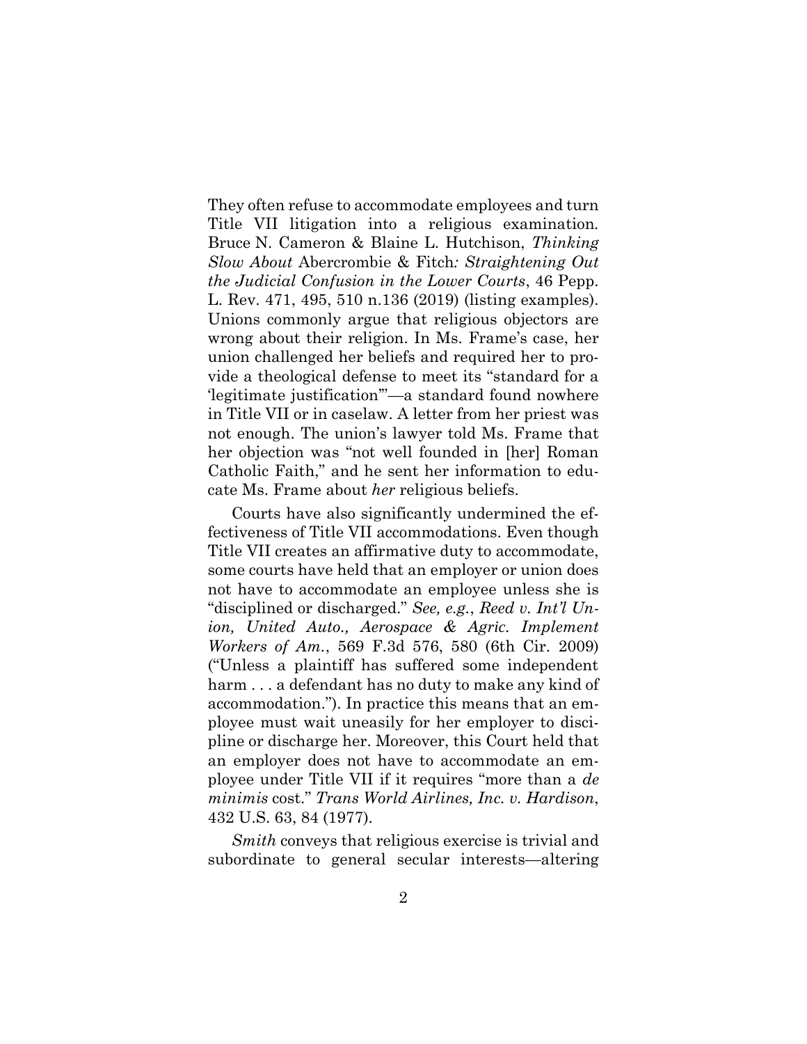They often refuse to accommodate employees and turn Title VII litigation into a religious examination. Bruce N. Cameron & Blaine L. Hutchison, *Thinking Slow About* Abercrombie & Fitch*: Straightening Out the Judicial Confusion in the Lower Courts*, 46 Pepp. L. Rev. 471, 495, 510 n.136 (2019) (listing examples). Unions commonly argue that religious objectors are wrong about their religion. In Ms. Frame's case, her union challenged her beliefs and required her to provide a theological defense to meet its "standard for a 'legitimate justification'"—a standard found nowhere in Title VII or in caselaw. A letter from her priest was not enough. The union's lawyer told Ms. Frame that her objection was "not well founded in [her] Roman Catholic Faith," and he sent her information to educate Ms. Frame about *her* religious beliefs.

Courts have also significantly undermined the effectiveness of Title VII accommodations. Even though Title VII creates an affirmative duty to accommodate, some courts have held that an employer or union does not have to accommodate an employee unless she is "disciplined or discharged." *See, e.g.*, *Reed v. Int'l Union, United Auto., Aerospace & Agric. Implement Workers of Am.*, 569 F.3d 576, 580 (6th Cir. 2009) ("Unless a plaintiff has suffered some independent harm . . . a defendant has no duty to make any kind of accommodation."). In practice this means that an employee must wait uneasily for her employer to discipline or discharge her. Moreover, this Court held that an employer does not have to accommodate an employee under Title VII if it requires "more than a *de minimis* cost." *Trans World Airlines, Inc. v. Hardison*, 432 U.S. 63, 84 (1977).

*Smith* conveys that religious exercise is trivial and subordinate to general secular interests—altering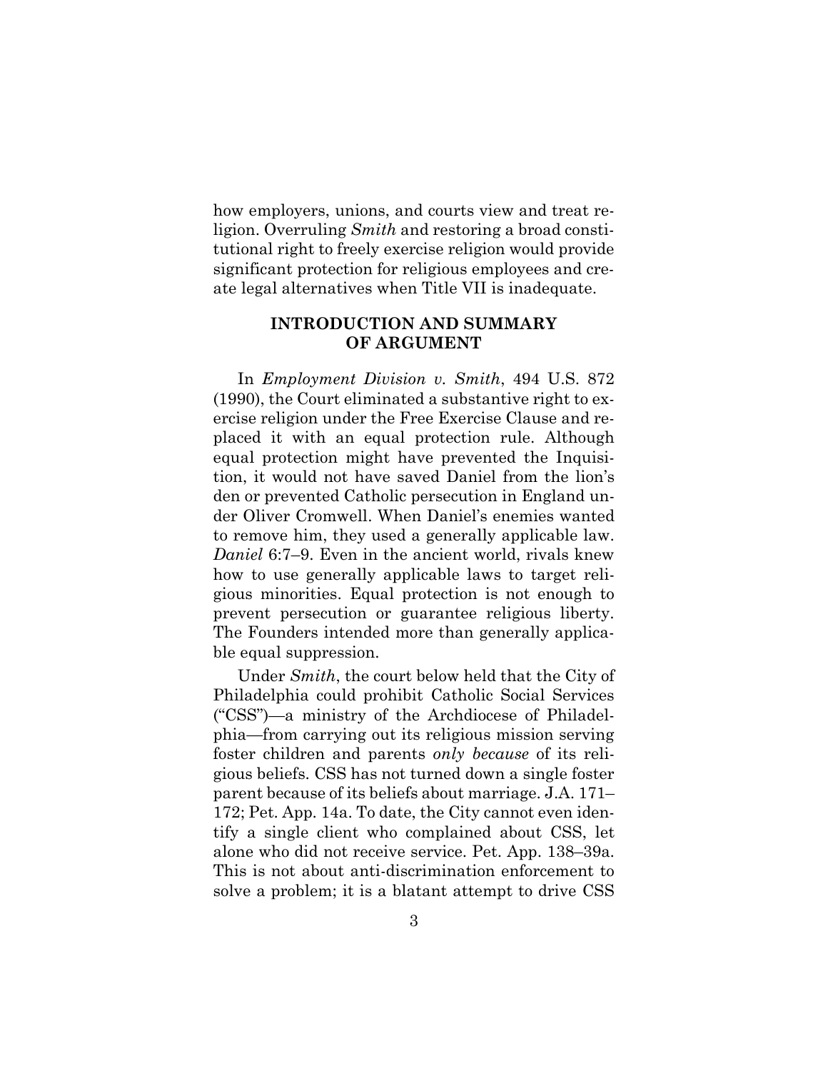how employers, unions, and courts view and treat religion. Overruling *Smith* and restoring a broad constitutional right to freely exercise religion would provide significant protection for religious employees and create legal alternatives when Title VII is inadequate.

## INTRODUCTION AND SUMMARY OF ARGUMENT

In *Employment Division v. Smith*, 494 U.S. 872 (1990), the Court eliminated a substantive right to exercise religion under the Free Exercise Clause and replaced it with an equal protection rule. Although equal protection might have prevented the Inquisition, it would not have saved Daniel from the lion's den or prevented Catholic persecution in England under Oliver Cromwell. When Daniel's enemies wanted to remove him, they used a generally applicable law. *Daniel* 6:7–9. Even in the ancient world, rivals knew how to use generally applicable laws to target religious minorities. Equal protection is not enough to prevent persecution or guarantee religious liberty. The Founders intended more than generally applicable equal suppression.

Under *Smith*, the court below held that the City of Philadelphia could prohibit Catholic Social Services ("CSS")—a ministry of the Archdiocese of Philadelphia—from carrying out its religious mission serving foster children and parents *only because* of its religious beliefs. CSS has not turned down a single foster parent because of its beliefs about marriage. J.A. 171–172; Pet. App. 14a. To date, the City cannot even identify a single client who complained about CSS, let alone who did not receive service. Pet. App. 138–39a. This is not about anti-discrimination enforcement to solve a problem; it is a blatant attempt to drive CSS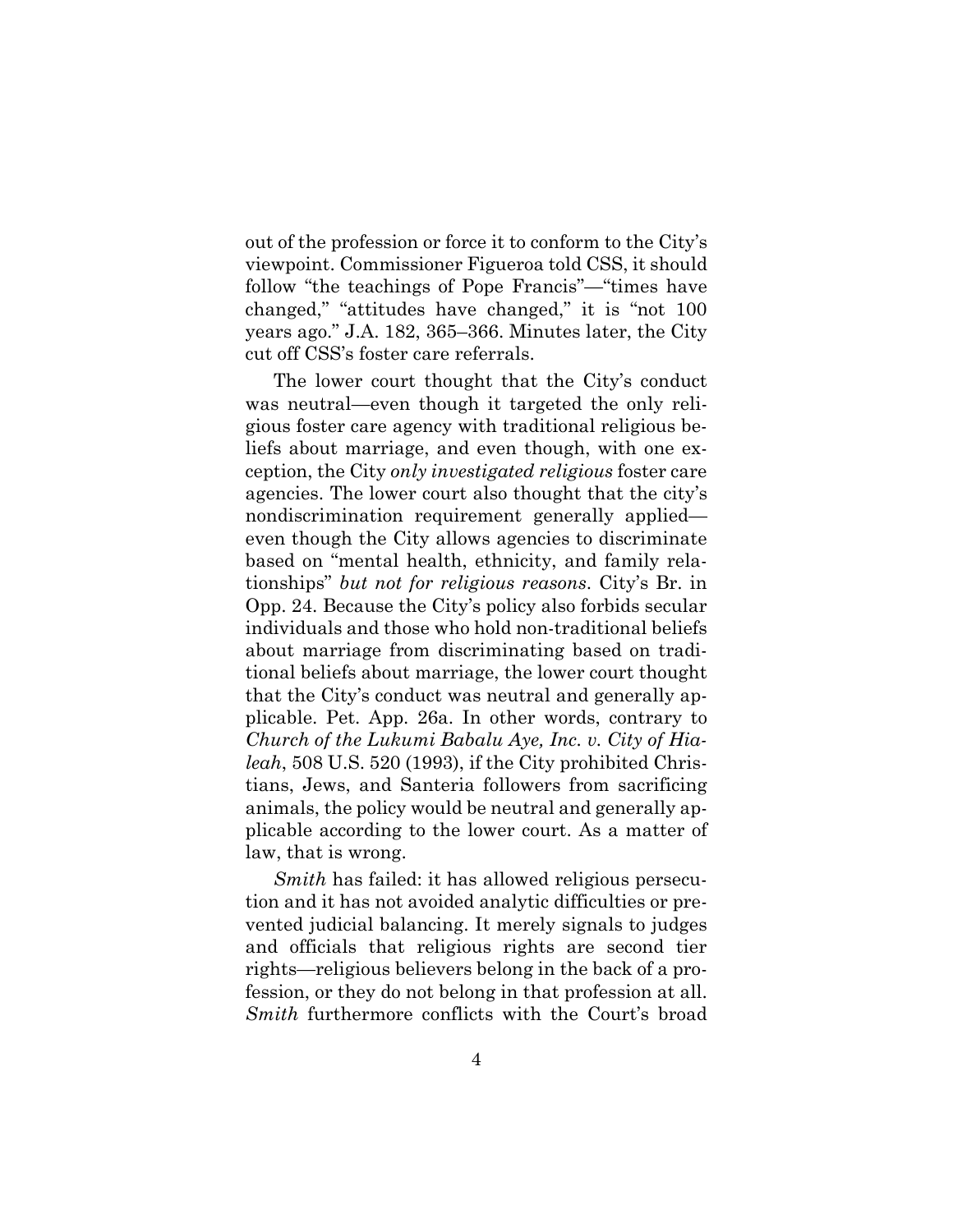out of the profession or force it to conform to the City's viewpoint. Commissioner Figueroa told CSS, it should follow "the teachings of Pope Francis"—"times have changed," "attitudes have changed," it is "not 100 years ago." J.A. 182, 365–366. Minutes later, the City cut off CSS's foster care referrals.

The lower court thought that the City's conduct was neutral—even though it targeted the only religious foster care agency with traditional religious beliefs about marriage, and even though, with one exception, the City *only investigated religious* foster care agencies. The lower court also thought that the city's nondiscrimination requirement generally applied—even though the City allows agencies to discriminate based on "mental health, ethnicity, and family relationships" *but not for religious reasons*. City's Br. in Opp. 24. Because the City's policy also forbids secular individuals and those who hold non-traditional beliefs about marriage from discriminating based on traditional beliefs about marriage, the lower court thought that the City's conduct was neutral and generally applicable. Pet. App. 26a. In other words, contrary to *Church of the Lukumi Babalu Aye, Inc. v. City of Hialeah*, 508 U.S. 520 (1993), if the City prohibited Christians, Jews, and Santeria followers from sacrificing animals, the policy would be neutral and generally applicable according to the lower court. As a matter of law, that is wrong.

*Smith* has failed: it has allowed religious persecution and it has not avoided analytic difficulties or prevented judicial balancing. It merely signals to judges and officials that religious rights are second tier rights—religious believers belong in the back of a profession, or they do not belong in that profession at all. *Smith* furthermore conflicts with the Court's broad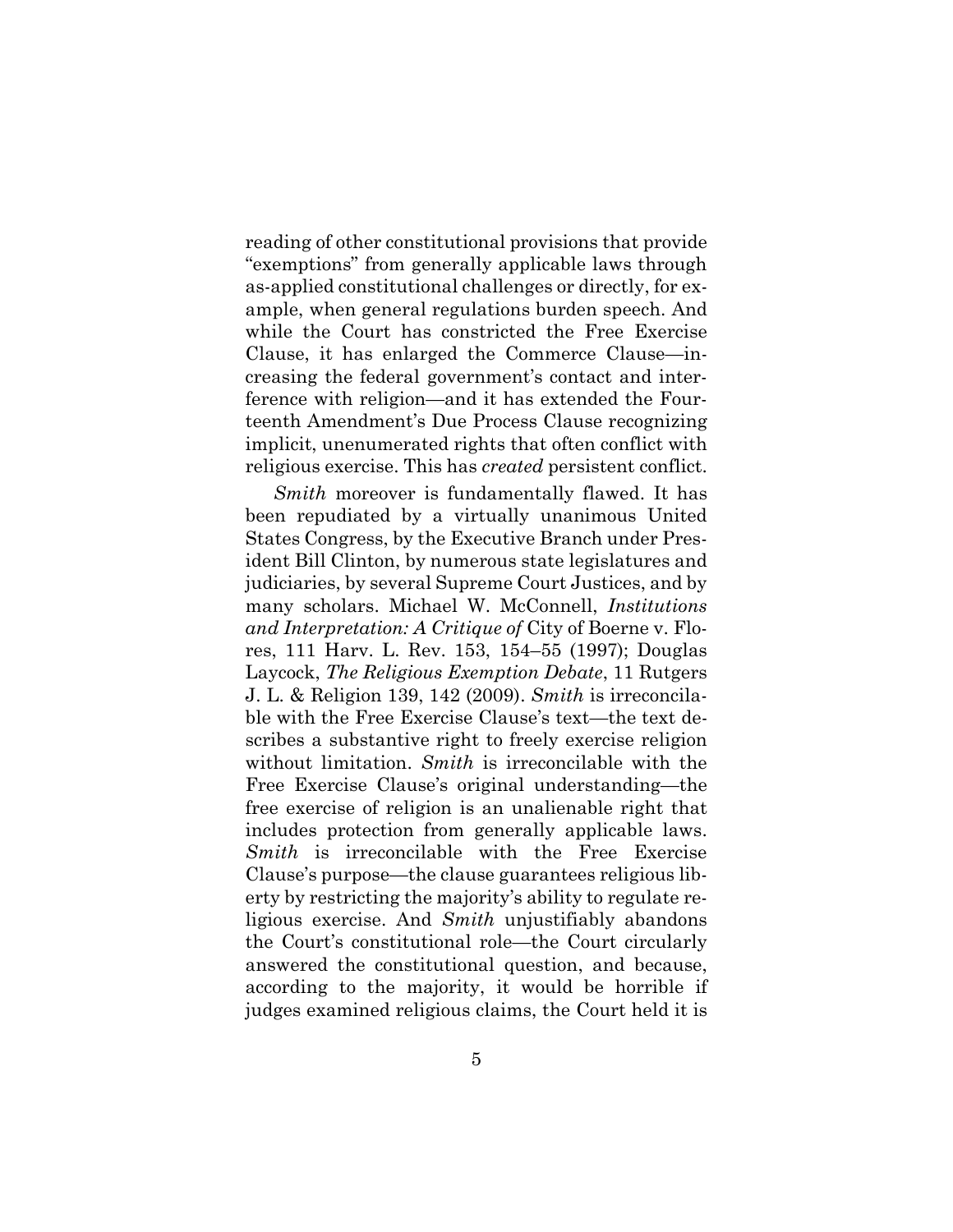reading of other constitutional provisions that provide "exemptions" from generally applicable laws through as-applied constitutional challenges or directly, for example, when general regulations burden speech. And while the Court has constricted the Free Exercise Clause, it has enlarged the Commerce Clause—increasing the federal government's contact and interference with religion—and it has extended the Fourteenth Amendment's Due Process Clause recognizing implicit, unenumerated rights that often conflict with religious exercise. This has *created* persistent conflict.

*Smith* moreover is fundamentally flawed. It has been repudiated by a virtually unanimous United States Congress, by the Executive Branch under President Bill Clinton, by numerous state legislatures and judiciaries, by several Supreme Court Justices, and by many scholars. Michael W. McConnell, *Institutions and Interpretation: A Critique of* City of Boerne v. Flores, 111 Harv. L. Rev. 153, 154–55 (1997); Douglas Laycock, *The Religious Exemption Debate*, 11 Rutgers J. L. & Religion 139, 142 (2009). *Smith* is irreconcilable with the Free Exercise Clause's text—the text describes a substantive right to freely exercise religion without limitation. *Smith* is irreconcilable with the Free Exercise Clause's original understanding—the free exercise of religion is an unalienable right that includes protection from generally applicable laws. *Smith* is irreconcilable with the Free Exercise Clause's purpose—the clause guarantees religious liberty by restricting the majority's ability to regulate religious exercise. And *Smith* unjustifiably abandons the Court's constitutional role—the Court circularly answered the constitutional question, and because, according to the majority, it would be horrible if judges examined religious claims, the Court held it is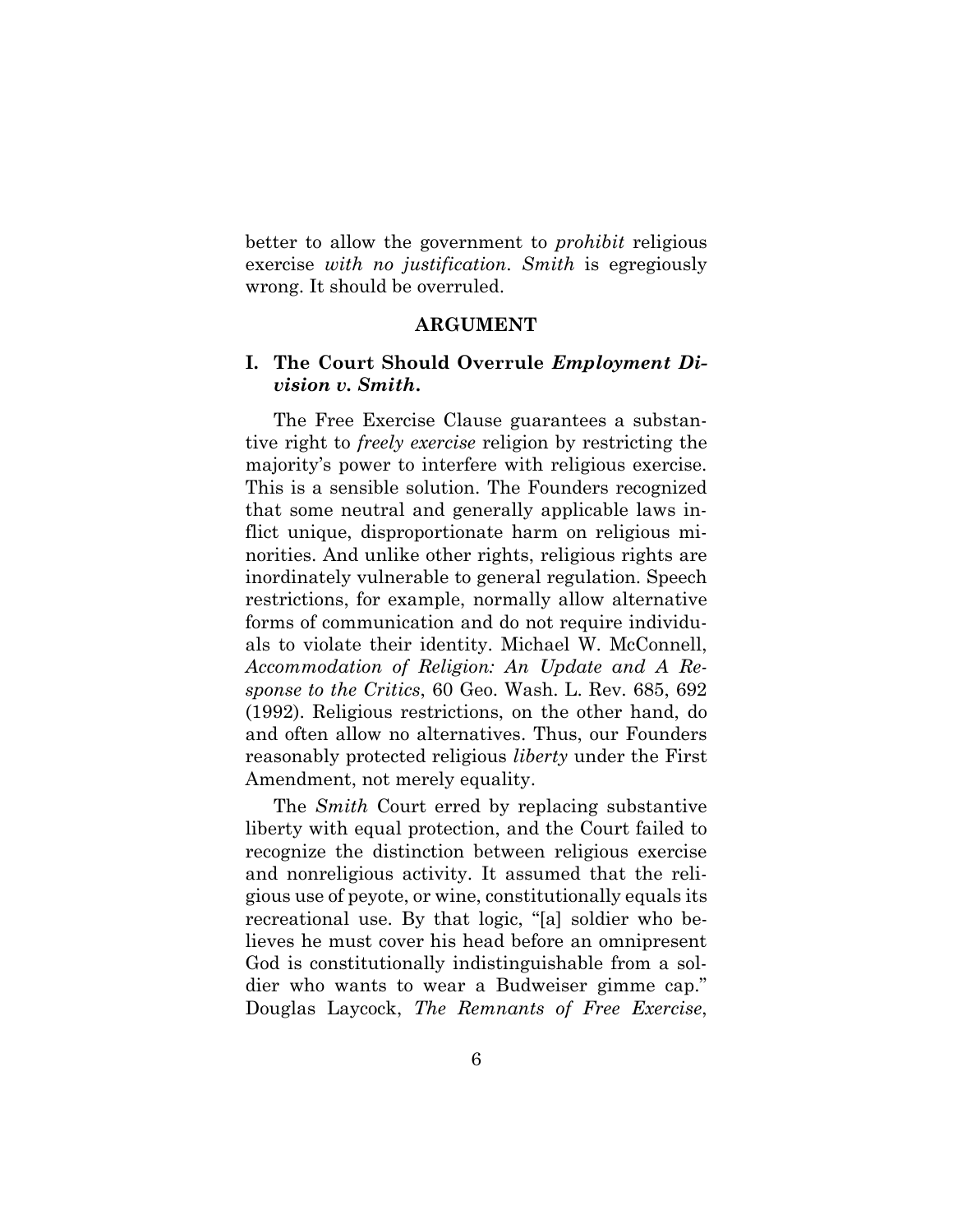better to allow the government to *prohibit* religious exercise *with no justification*. *Smith* is egregiously wrong. It should be overruled.

## ARGUMENT

### I. The Court Should Overrule *Employment Division v. Smith*.

The Free Exercise Clause guarantees a substantive right to *freely exercise* religion by restricting the majority's power to interfere with religious exercise. This is a sensible solution. The Founders recognized that some neutral and generally applicable laws inflict unique, disproportionate harm on religious minorities. And unlike other rights, religious rights are inordinately vulnerable to general regulation. Speech restrictions, for example, normally allow alternative forms of communication and do not require individuals to violate their identity. Michael W. McConnell, *Accommodation of Religion: An Update and A Response to the Critics*, 60 Geo. Wash. L. Rev. 685, 692 (1992). Religious restrictions, on the other hand, do and often allow no alternatives. Thus, our Founders reasonably protected religious *liberty* under the First Amendment, not merely equality.

The *Smith* Court erred by replacing substantive liberty with equal protection, and the Court failed to recognize the distinction between religious exercise and nonreligious activity. It assumed that the religious use of peyote, or wine, constitutionally equals its recreational use. By that logic, "[a] soldier who believes he must cover his head before an omnipresent God is constitutionally indistinguishable from a soldier who wants to wear a Budweiser gimme cap." Douglas Laycock, *The Remnants of Free Exercise*,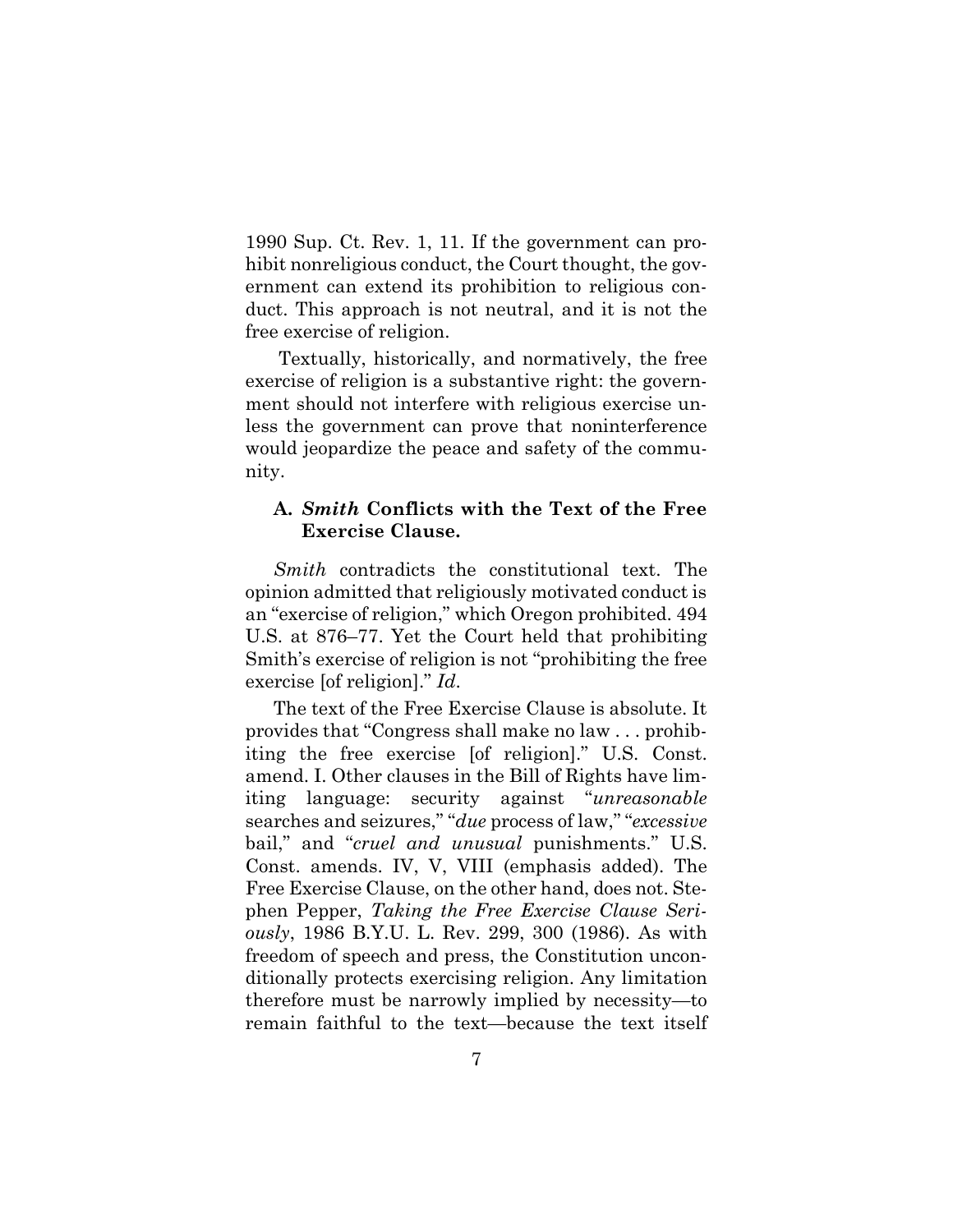1990 Sup. Ct. Rev. 1, 11. If the government can prohibit nonreligious conduct, the Court thought, the government can extend its prohibition to religious conduct. This approach is not neutral, and it is not the free exercise of religion.

Textually, historically, and normatively, the free exercise of religion is a substantive right: the government should not interfere with religious exercise unless the government can prove that noninterference would jeopardize the peace and safety of the community.

### A. *Smith* Conflicts with the Text of the Free Exercise Clause.

*Smith* contradicts the constitutional text. The opinion admitted that religiously motivated conduct is an "exercise of religion," which Oregon prohibited. 494 U.S. at 876–77. Yet the Court held that prohibiting Smith's exercise of religion is not "prohibiting the free exercise [of religion]." *Id.*

The text of the Free Exercise Clause is absolute. It provides that "Congress shall make no law . . . prohibiting the free exercise [of religion]." U.S. Const. amend. I. Other clauses in the Bill of Rights have limiting language: security against "*unreasonable* searches and seizures," "*due* process of law," "*excessive* bail," and "*cruel and unusual* punishments." U.S. Const. amends. IV, V, VIII (emphasis added). The Free Exercise Clause, on the other hand, does not. Stephen Pepper, *Taking the Free Exercise Clause Seriously*, 1986 B.Y.U. L. Rev. 299, 300 (1986). As with freedom of speech and press, the Constitution unconditionally protects exercising religion. Any limitation therefore must be narrowly implied by necessity—to remain faithful to the text—because the text itself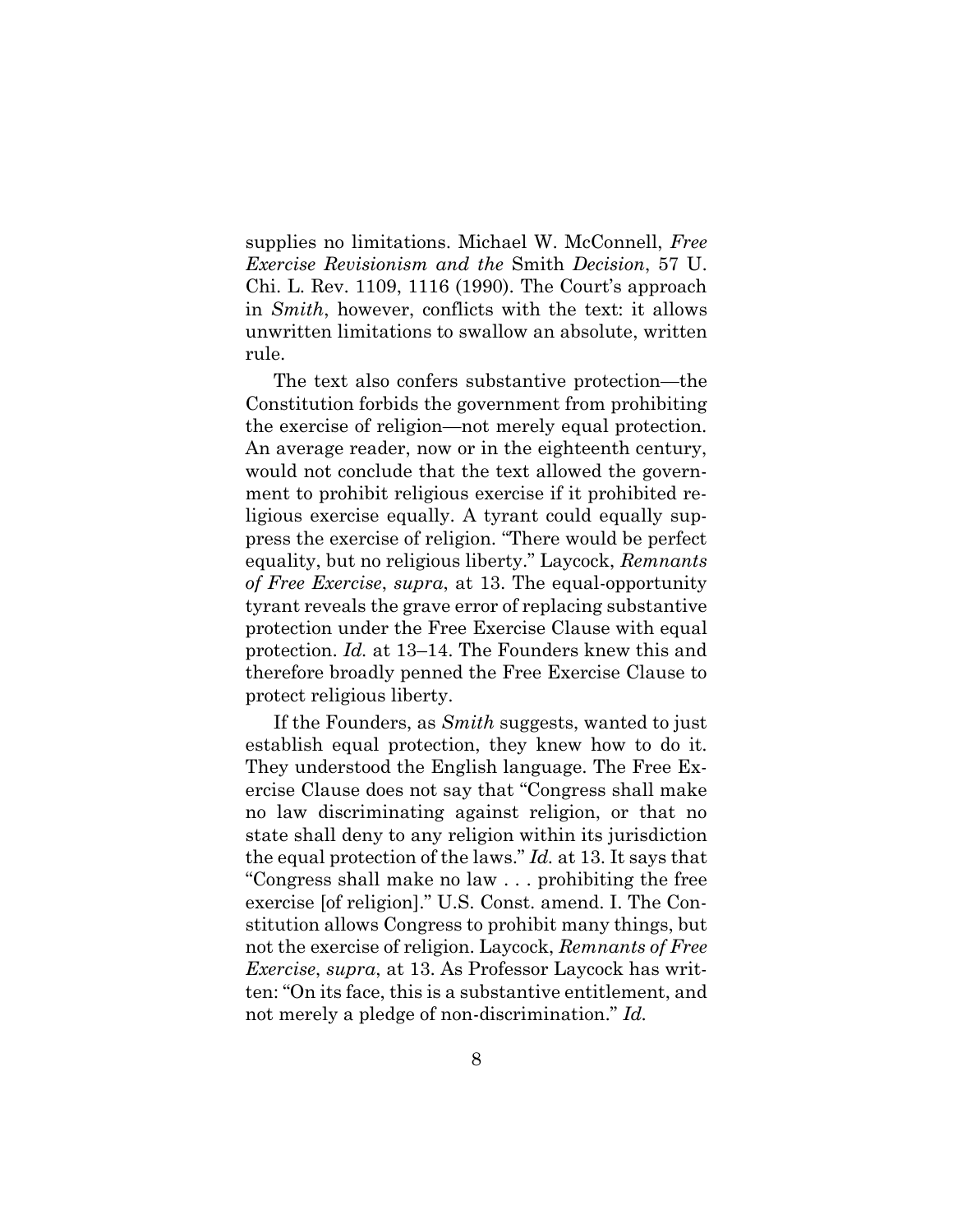supplies no limitations. Michael W. McConnell, *Free Exercise Revisionism and the* Smith *Decision*, 57 U. Chi. L. Rev. 1109, 1116 (1990). The Court's approach in *Smith*, however, conflicts with the text: it allows unwritten limitations to swallow an absolute, written rule.

The text also confers substantive protection—the Constitution forbids the government from prohibiting the exercise of religion—not merely equal protection. An average reader, now or in the eighteenth century, would not conclude that the text allowed the government to prohibit religious exercise if it prohibited religious exercise equally. A tyrant could equally suppress the exercise of religion. "There would be perfect equality, but no religious liberty." Laycock, *Remnants of Free Exercise*, *supra*, at 13. The equal-opportunity tyrant reveals the grave error of replacing substantive protection under the Free Exercise Clause with equal protection. *Id.* at 13–14. The Founders knew this and therefore broadly penned the Free Exercise Clause to protect religious liberty.

If the Founders, as *Smith* suggests, wanted to just establish equal protection, they knew how to do it. They understood the English language. The Free Exercise Clause does not say that "Congress shall make no law discriminating against religion, or that no state shall deny to any religion within its jurisdiction the equal protection of the laws." *Id.* at 13. It says that "Congress shall make no law . . . prohibiting the free exercise [of religion]." U.S. Const. amend. I. The Constitution allows Congress to prohibit many things, but not the exercise of religion. Laycock, *Remnants of Free Exercise*, *supra*, at 13. As Professor Laycock has written: "On its face, this is a substantive entitlement, and not merely a pledge of non-discrimination." *Id.*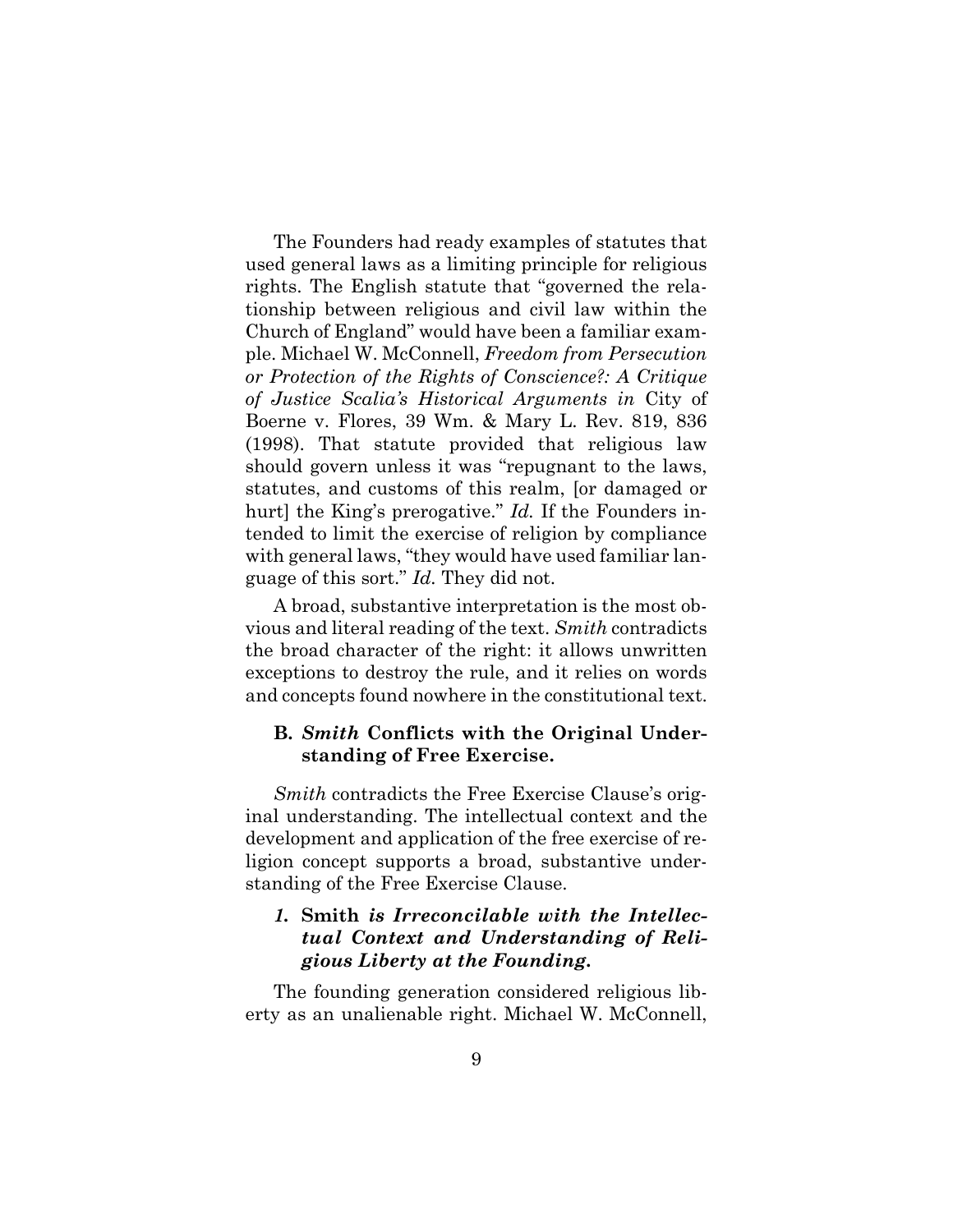The Founders had ready examples of statutes that used general laws as a limiting principle for religious rights. The English statute that "governed the relationship between religious and civil law within the Church of England" would have been a familiar example. Michael W. McConnell, *Freedom from Persecution or Protection of the Rights of Conscience?: A Critique of Justice Scalia's Historical Arguments in* City of Boerne v. Flores, 39 Wm. & Mary L. Rev. 819, 836 (1998). That statute provided that religious law should govern unless it was "repugnant to the laws, statutes, and customs of this realm, [or damaged or hurt] the King's prerogative." *Id.* If the Founders intended to limit the exercise of religion by compliance with general laws, "they would have used familiar language of this sort." *Id.* They did not.

A broad, substantive interpretation is the most obvious and literal reading of the text. *Smith* contradicts the broad character of the right: it allows unwritten exceptions to destroy the rule, and it relies on words and concepts found nowhere in the constitutional text.

### B. *Smith* Conflicts with the Original Understanding of Free Exercise.

*Smith* contradicts the Free Exercise Clause's original understanding. The intellectual context and the development and application of the free exercise of religion concept supports a broad, substantive understanding of the Free Exercise Clause.

#### *1.* Smith *is Irreconcilable with the Intellectual Context and Understanding of Religious Liberty at the Founding.*

The founding generation considered religious liberty as an unalienable right. Michael W. McConnell,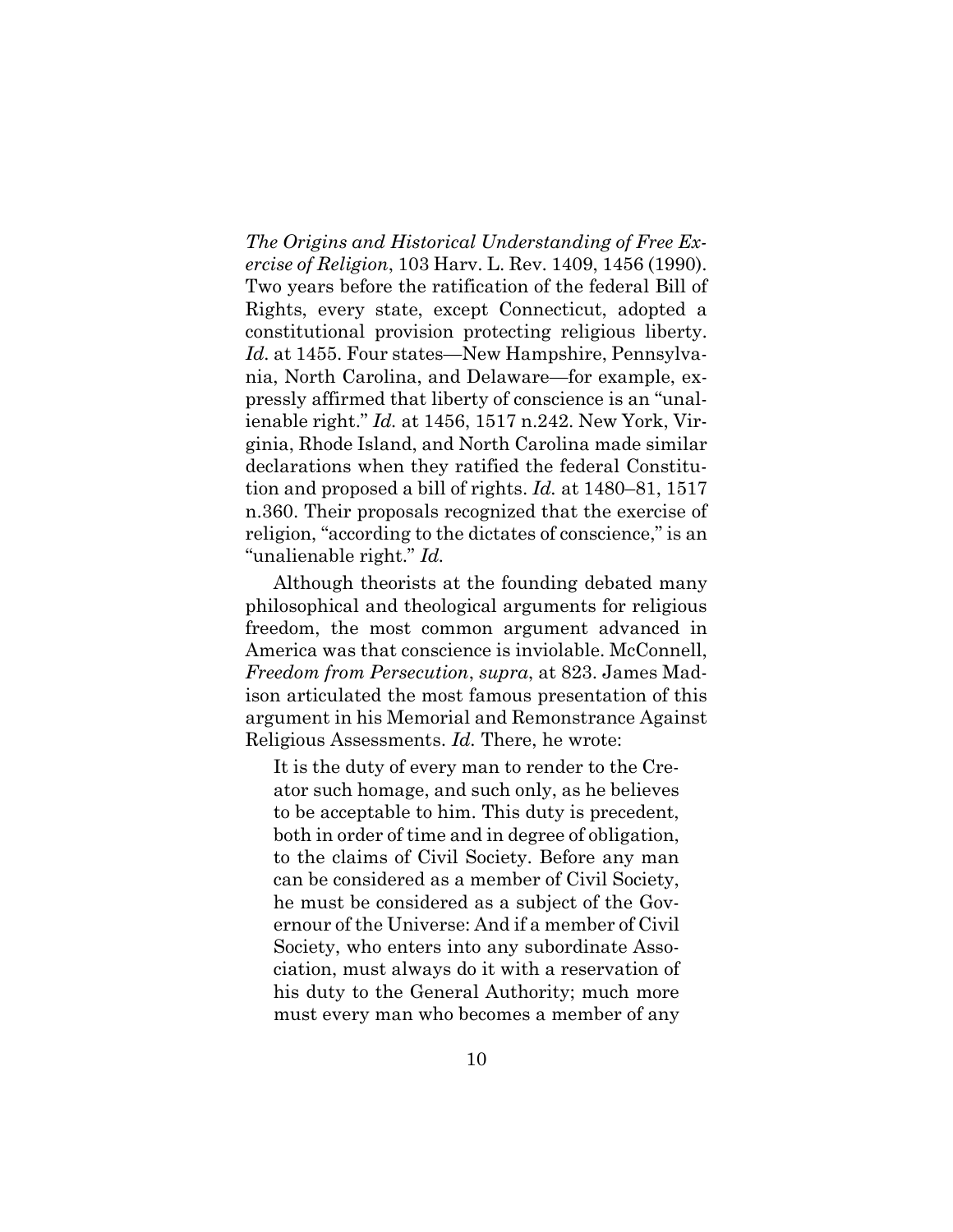*The Origins and Historical Understanding of Free Exercise of Religion*, 103 Harv. L. Rev. 1409, 1456 (1990). Two years before the ratification of the federal Bill of Rights, every state, except Connecticut, adopted a constitutional provision protecting religious liberty. *Id.* at 1455. Four states—New Hampshire, Pennsylvania, North Carolina, and Delaware—for example, expressly affirmed that liberty of conscience is an "unalienable right." *Id.* at 1456, 1517 n.242. New York, Virginia, Rhode Island, and North Carolina made similar declarations when they ratified the federal Constitution and proposed a bill of rights. *Id.* at 1480–81, 1517 n.360. Their proposals recognized that the exercise of religion, "according to the dictates of conscience," is an "unalienable right." *Id.*

Although theorists at the founding debated many philosophical and theological arguments for religious freedom, the most common argument advanced in America was that conscience is inviolable. McConnell, *Freedom from Persecution*, *supra*, at 823. James Madison articulated the most famous presentation of this argument in his Memorial and Remonstrance Against Religious Assessments. *Id.* There, he wrote:

> It is the duty of every man to render to the Creator such homage, and such only, as he believes to be acceptable to him. This duty is precedent, both in order of time and in degree of obligation, to the claims of Civil Society. Before any man can be considered as a member of Civil Society, he must be considered as a subject of the Governour of the Universe: And if a member of Civil Society, who enters into any subordinate Association, must always do it with a reservation of his duty to the General Authority; much more must every man who becomes a member of any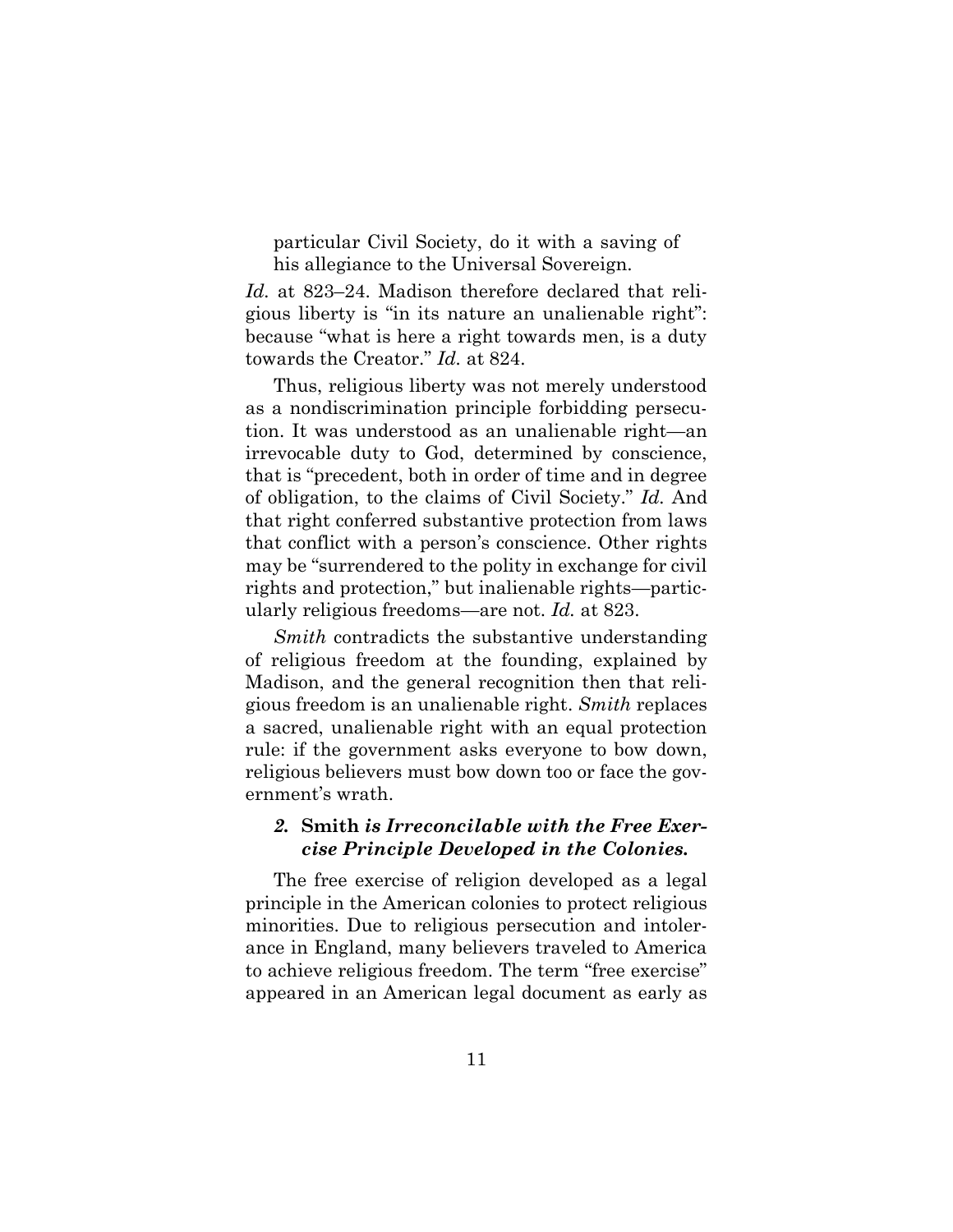> particular Civil Society, do it with a saving of his allegiance to the Universal Sovereign.

*Id.* at 823–24. Madison therefore declared that religious liberty is "in its nature an unalienable right": because "what is here a right towards men, is a duty towards the Creator." *Id.* at 824.

Thus, religious liberty was not merely understood as a nondiscrimination principle forbidding persecution. It was understood as an unalienable right—an irrevocable duty to God, determined by conscience, that is "precedent, both in order of time and in degree of obligation, to the claims of Civil Society." *Id.* And that right conferred substantive protection from laws that conflict with a person's conscience. Other rights may be "surrendered to the polity in exchange for civil rights and protection," but inalienable rights—particularly religious freedoms—are not. *Id.* at 823.

*Smith* contradicts the substantive understanding of religious freedom at the founding, explained by Madison, and the general recognition then that religious freedom is an unalienable right. *Smith* replaces a sacred, unalienable right with an equal protection rule: if the government asks everyone to bow down, religious believers must bow down too or face the government's wrath.

### *2.* **Smith** *is Irreconcilable with the Free Exercise Principle Developed in the Colonies.*

The free exercise of religion developed as a legal principle in the American colonies to protect religious minorities. Due to religious persecution and intolerance in England, many believers traveled to America to achieve religious freedom. The term "free exercise" appeared in an American legal document as early as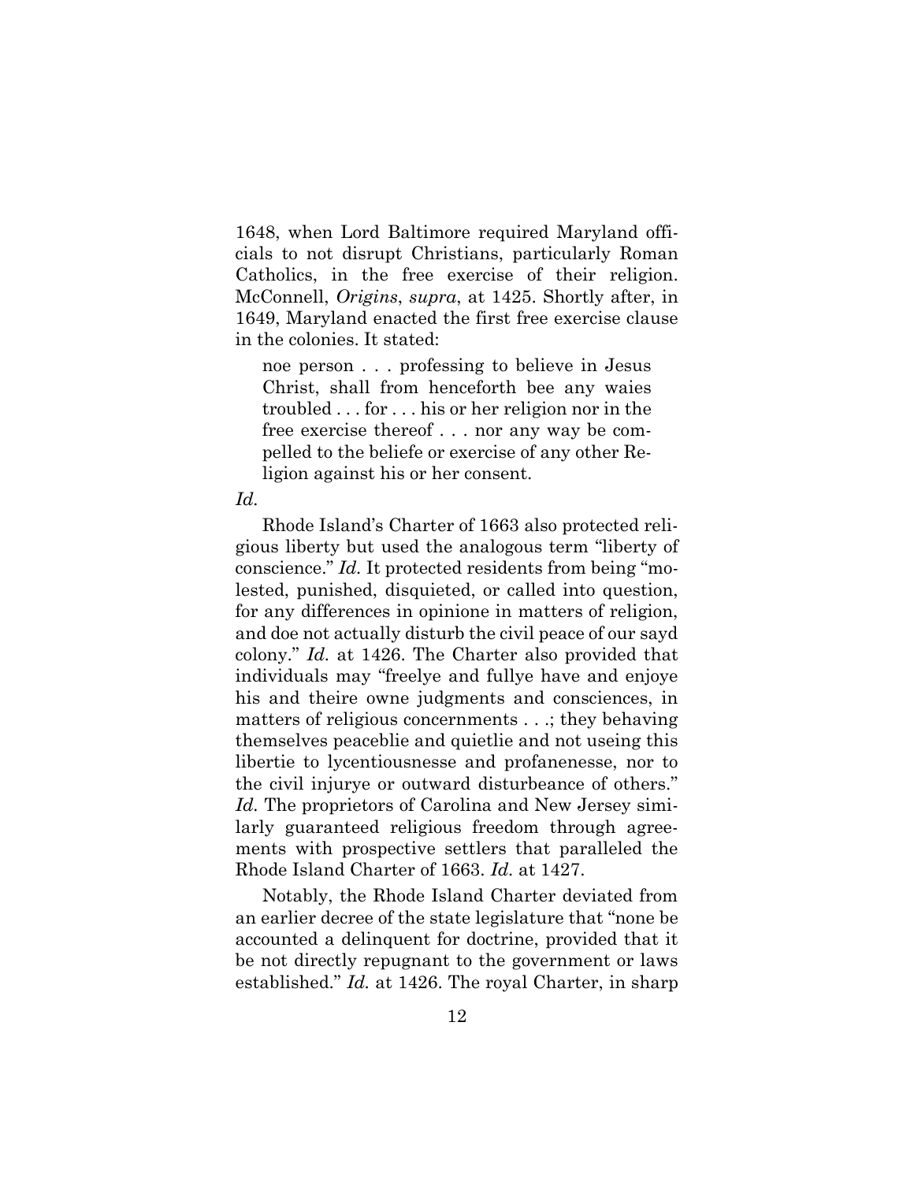1648, when Lord Baltimore required Maryland officials to not disrupt Christians, particularly Roman Catholics, in the free exercise of their religion. McConnell, *Origins*, *supra*, at 1425. Shortly after, in 1649, Maryland enacted the first free exercise clause in the colonies. It stated:

> noe person . . . professing to believe in Jesus Christ, shall from henceforth bee any waies troubled . . . for . . . his or her religion nor in the free exercise thereof . . . nor any way be compelled to the beliefe or exercise of any other Religion against his or her consent.

*Id.*

Rhode Island's Charter of 1663 also protected religious liberty but used the analogous term "liberty of conscience." *Id.* It protected residents from being "molested, punished, disquieted, or called into question, for any differences in opinione in matters of religion, and doe not actually disturb the civil peace of our sayd colony." *Id.* at 1426. The Charter also provided that individuals may "freelye and fullye have and enjoye his and theire owne judgments and consciences, in matters of religious concernments . . .; they behaving themselves peaceblie and quietlie and not useing this libertie to lycentiousnesse and profanenesse, nor to the civil injurye or outward disturbeance of others." *Id.* The proprietors of Carolina and New Jersey similarly guaranteed religious freedom through agreements with prospective settlers that paralleled the Rhode Island Charter of 1663. *Id.* at 1427.

Notably, the Rhode Island Charter deviated from an earlier decree of the state legislature that "none be accounted a delinquent for doctrine, provided that it be not directly repugnant to the government or laws established." *Id.* at 1426. The royal Charter, in sharp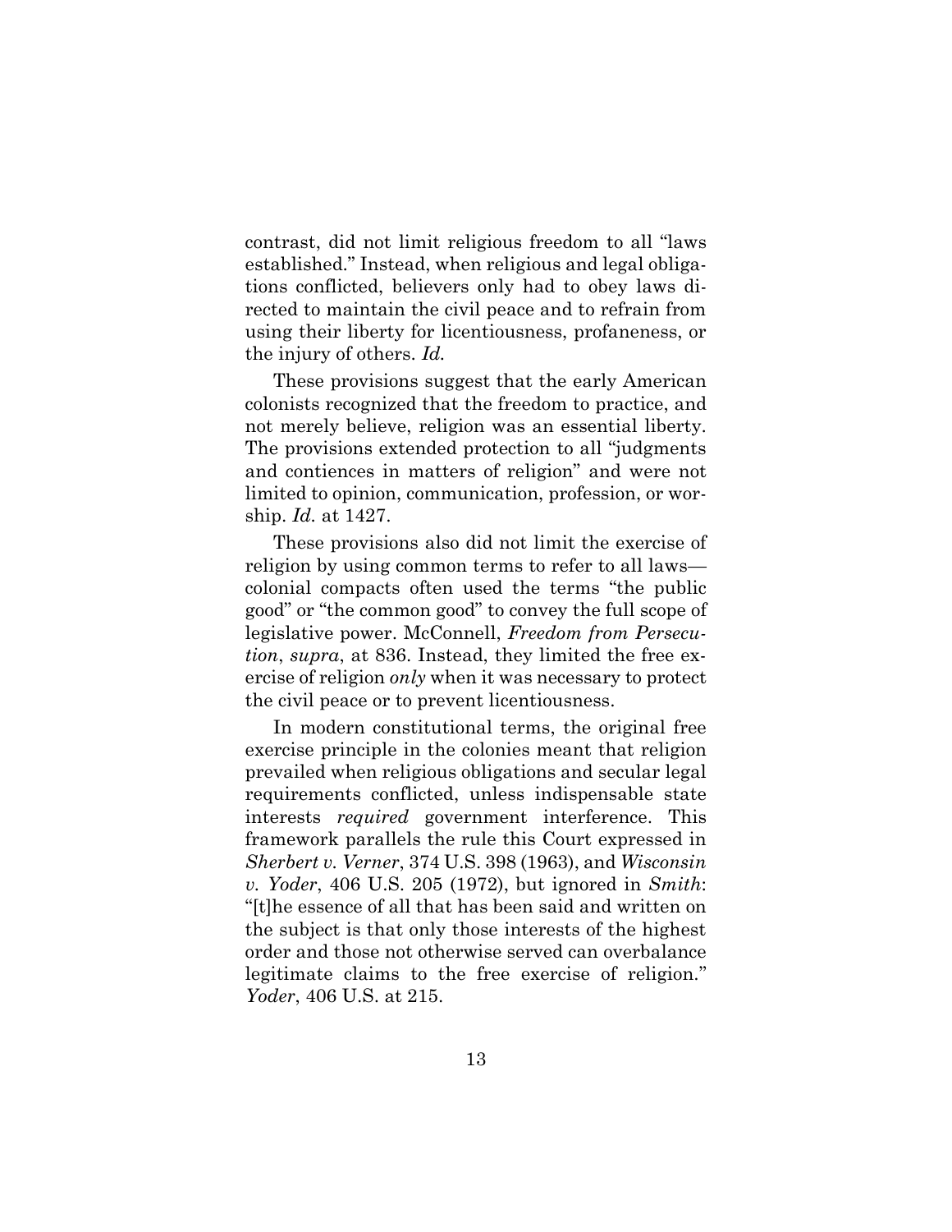contrast, did not limit religious freedom to all "laws established." Instead, when religious and legal obligations conflicted, believers only had to obey laws directed to maintain the civil peace and to refrain from using their liberty for licentiousness, profaneness, or the injury of others. *Id.*

These provisions suggest that the early American colonists recognized that the freedom to practice, and not merely believe, religion was an essential liberty. The provisions extended protection to all "judgments and contiences in matters of religion" and were not limited to opinion, communication, profession, or worship. *Id.* at 1427.

These provisions also did not limit the exercise of religion by using common terms to refer to all laws—colonial compacts often used the terms "the public good" or "the common good" to convey the full scope of legislative power. McConnell, *Freedom from Persecution*, *supra*, at 836. Instead, they limited the free exercise of religion *only* when it was necessary to protect the civil peace or to prevent licentiousness.

In modern constitutional terms, the original free exercise principle in the colonies meant that religion prevailed when religious obligations and secular legal requirements conflicted, unless indispensable state interests *required* government interference. This framework parallels the rule this Court expressed in *Sherbert v. Verner*, 374 U.S. 398 (1963), and *Wisconsin v. Yoder*, 406 U.S. 205 (1972), but ignored in *Smith*: "[t]he essence of all that has been said and written on the subject is that only those interests of the highest order and those not otherwise served can overbalance legitimate claims to the free exercise of religion." *Yoder*, 406 U.S. at 215.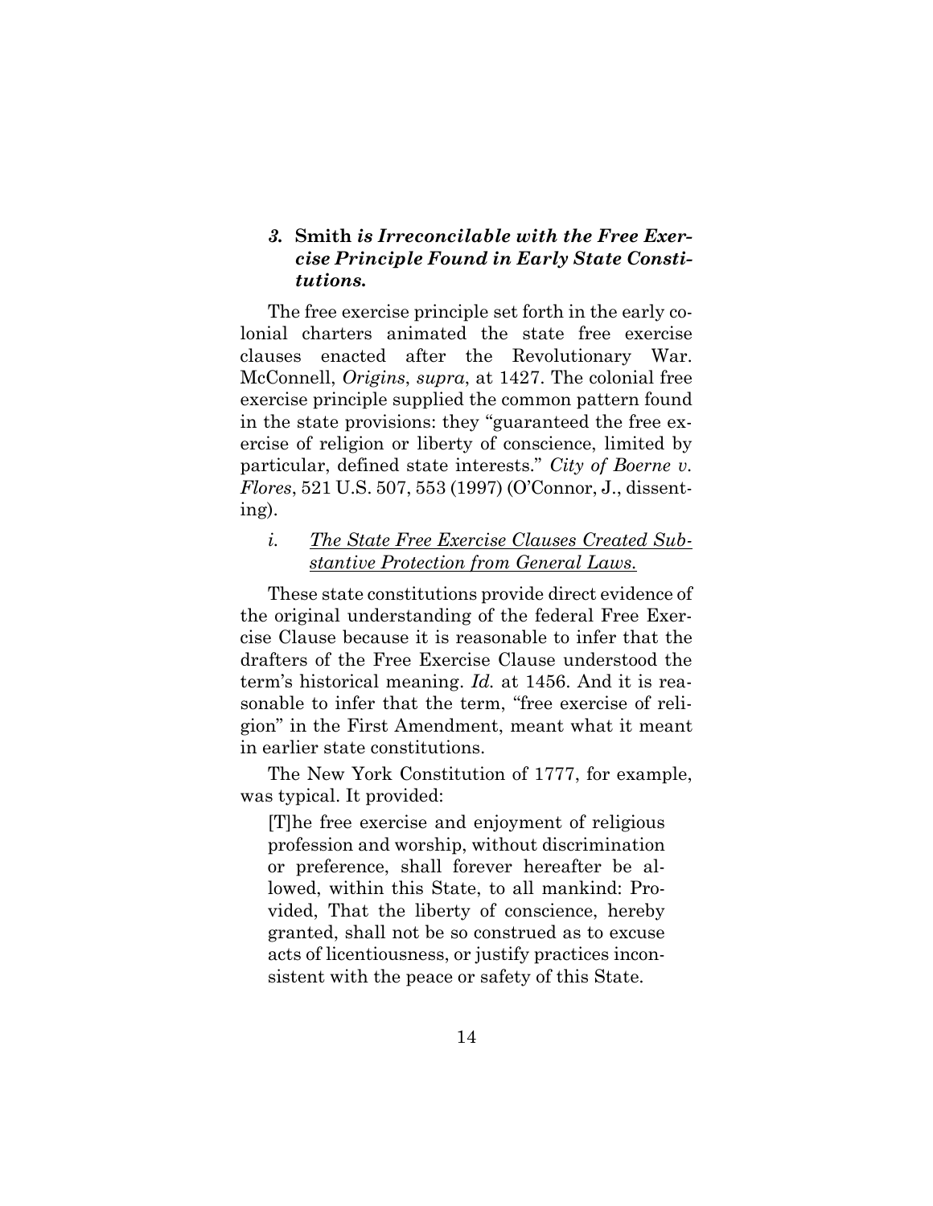### 3. **Smith** *is Irreconcilable with the Free Exercise Principle Found in Early State Constitutions.*

The free exercise principle set forth in the early colonial charters animated the state free exercise clauses enacted after the Revolutionary War. McConnell, *Origins*, *supra*, at 1427. The colonial free exercise principle supplied the common pattern found in the state provisions: they "guaranteed the free exercise of religion or liberty of conscience, limited by particular, defined state interests." *City of Boerne v. Flores*, 521 U.S. 507, 553 (1997) (O'Connor, J., dissenting).

#### *i. <u>The State Free Exercise Clauses Created Substantive Protection from General Laws.</u>*

These state constitutions provide direct evidence of the original understanding of the federal Free Exercise Clause because it is reasonable to infer that the drafters of the Free Exercise Clause understood the term's historical meaning. *Id.* at 1456. And it is reasonable to infer that the term, "free exercise of religion" in the First Amendment, meant what it meant in earlier state constitutions.

The New York Constitution of 1777, for example, was typical. It provided:

> [T]he free exercise and enjoyment of religious profession and worship, without discrimination or preference, shall forever hereafter be allowed, within this State, to all mankind: Provided, That the liberty of conscience, hereby granted, shall not be so construed as to excuse acts of licentiousness, or justify practices inconsistent with the peace or safety of this State.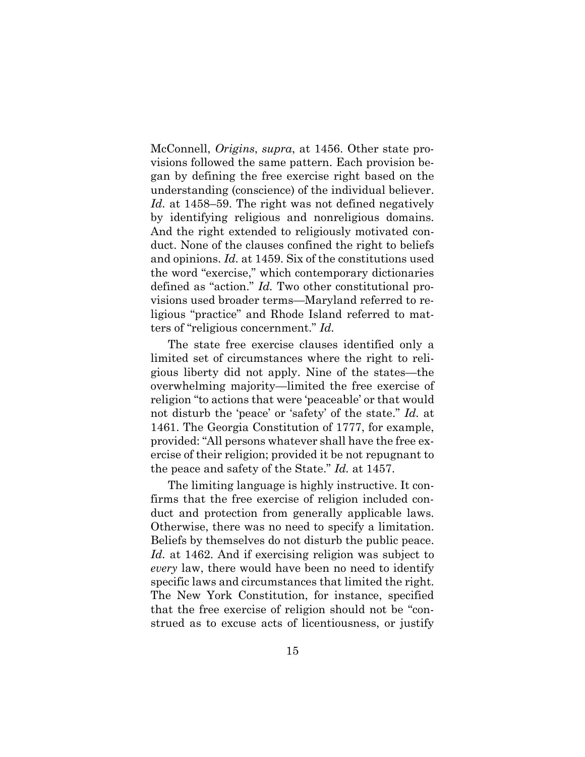McConnell, *Origins*, *supra*, at 1456. Other state provisions followed the same pattern. Each provision began by defining the free exercise right based on the understanding (conscience) of the individual believer. *Id.* at 1458–59. The right was not defined negatively by identifying religious and nonreligious domains. And the right extended to religiously motivated conduct. None of the clauses confined the right to beliefs and opinions. *Id.* at 1459. Six of the constitutions used the word "exercise," which contemporary dictionaries defined as "action." *Id.* Two other constitutional provisions used broader terms—Maryland referred to religious "practice" and Rhode Island referred to matters of "religious concernment." *Id.*

The state free exercise clauses identified only a limited set of circumstances where the right to religious liberty did not apply. Nine of the states—the overwhelming majority—limited the free exercise of religion "to actions that were 'peaceable' or that would not disturb the 'peace' or 'safety' of the state." *Id.* at 1461. The Georgia Constitution of 1777, for example, provided: "All persons whatever shall have the free exercise of their religion; provided it be not repugnant to the peace and safety of the State." *Id.* at 1457.

The limiting language is highly instructive. It confirms that the free exercise of religion included conduct and protection from generally applicable laws. Otherwise, there was no need to specify a limitation. Beliefs by themselves do not disturb the public peace. *Id.* at 1462. And if exercising religion was subject to *every* law, there would have been no need to identify specific laws and circumstances that limited the right. The New York Constitution, for instance, specified that the free exercise of religion should not be "construed as to excuse acts of licentiousness, or justify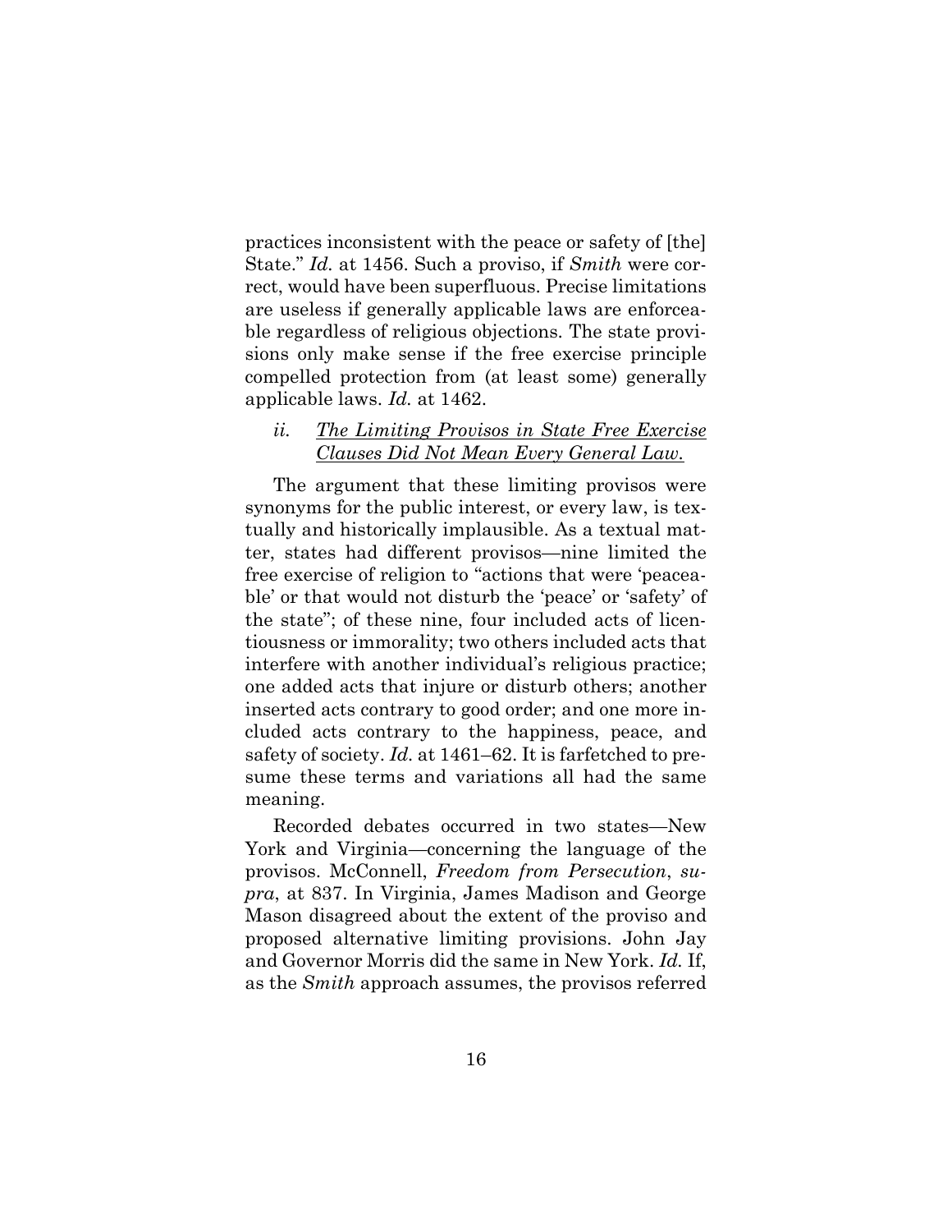practices inconsistent with the peace or safety of [the] State." *Id.* at 1456. Such a proviso, if *Smith* were correct, would have been superfluous. Precise limitations are useless if generally applicable laws are enforceable regardless of religious objections. The state provisions only make sense if the free exercise principle compelled protection from (at least some) generally applicable laws. *Id.* at 1462.

### *ii. The Limiting Provisos in State Free Exercise Clauses Did Not Mean Every General Law.*

The argument that these limiting provisos were synonyms for the public interest, or every law, is textually and historically implausible. As a textual matter, states had different provisos—nine limited the free exercise of religion to "actions that were 'peaceable' or that would not disturb the 'peace' or 'safety' of the state"; of these nine, four included acts of licentiousness or immorality; two others included acts that interfere with another individual's religious practice; one added acts that injure or disturb others; another inserted acts contrary to good order; and one more included acts contrary to the happiness, peace, and safety of society. *Id.* at 1461–62. It is farfetched to presume these terms and variations all had the same meaning.

Recorded debates occurred in two states—New York and Virginia—concerning the language of the provisos. McConnell, *Freedom from Persecution*, *supra*, at 837. In Virginia, James Madison and George Mason disagreed about the extent of the proviso and proposed alternative limiting provisions. John Jay and Governor Morris did the same in New York. *Id.* If, as the *Smith* approach assumes, the provisos referred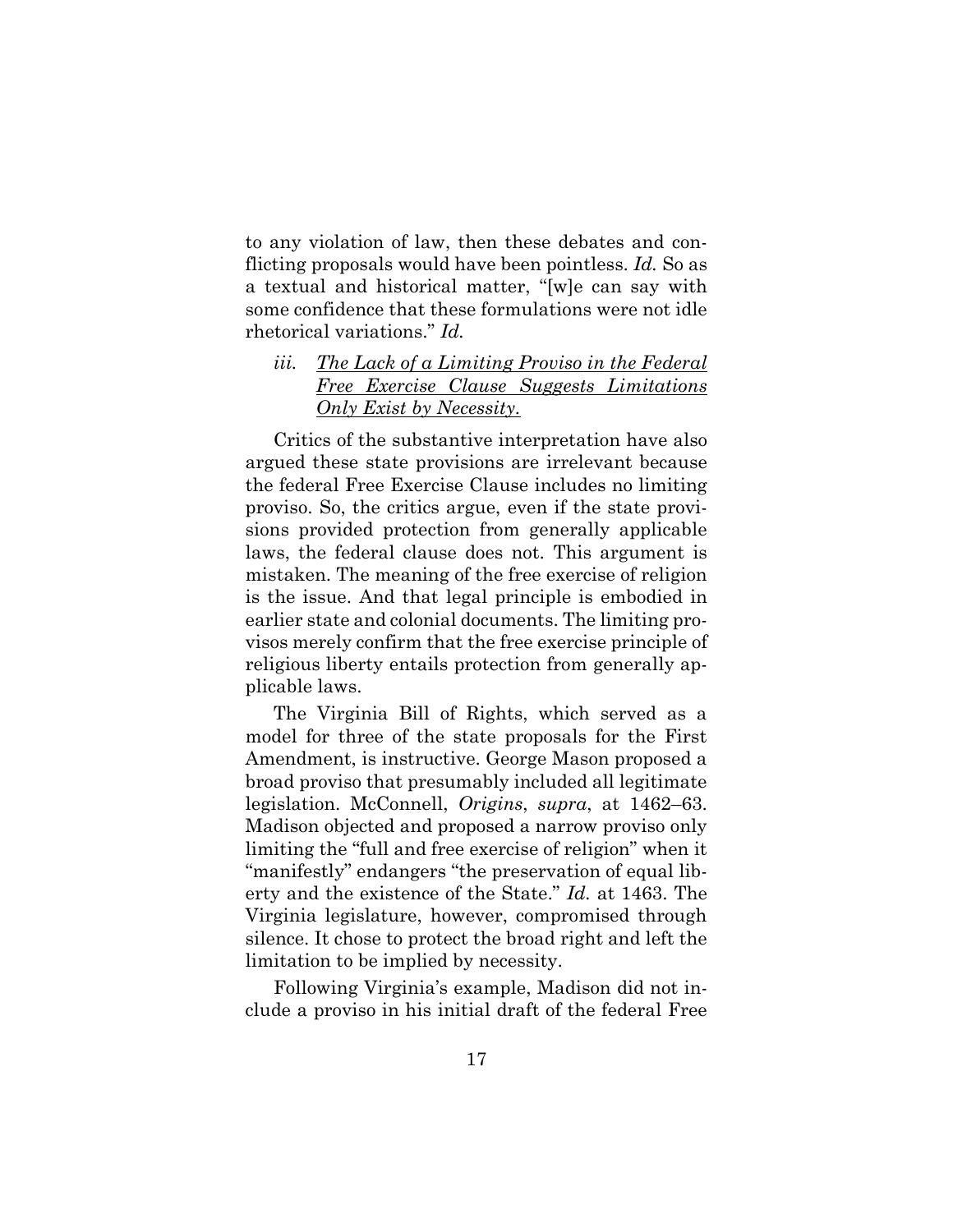to any violation of law, then these debates and conflicting proposals would have been pointless. *Id.* So as a textual and historical matter, "[w]e can say with some confidence that these formulations were not idle rhetorical variations." *Id.*

#### *iii. <u>The Lack of a Limiting Proviso in the Federal Free Exercise Clause Suggests Limitations Only Exist by Necessity.</u>*

Critics of the substantive interpretation have also argued these state provisions are irrelevant because the federal Free Exercise Clause includes no limiting proviso. So, the critics argue, even if the state provisions provided protection from generally applicable laws, the federal clause does not. This argument is mistaken. The meaning of the free exercise of religion is the issue. And that legal principle is embodied in earlier state and colonial documents. The limiting provisos merely confirm that the free exercise principle of religious liberty entails protection from generally applicable laws.

The Virginia Bill of Rights, which served as a model for three of the state proposals for the First Amendment, is instructive. George Mason proposed a broad proviso that presumably included all legitimate legislation. McConnell, *Origins*, *supra*, at 1462–63. Madison objected and proposed a narrow proviso only limiting the "full and free exercise of religion" when it "manifestly" endangers "the preservation of equal liberty and the existence of the State." *Id.* at 1463. The Virginia legislature, however, compromised through silence. It chose to protect the broad right and left the limitation to be implied by necessity.

Following Virginia's example, Madison did not include a proviso in his initial draft of the federal Free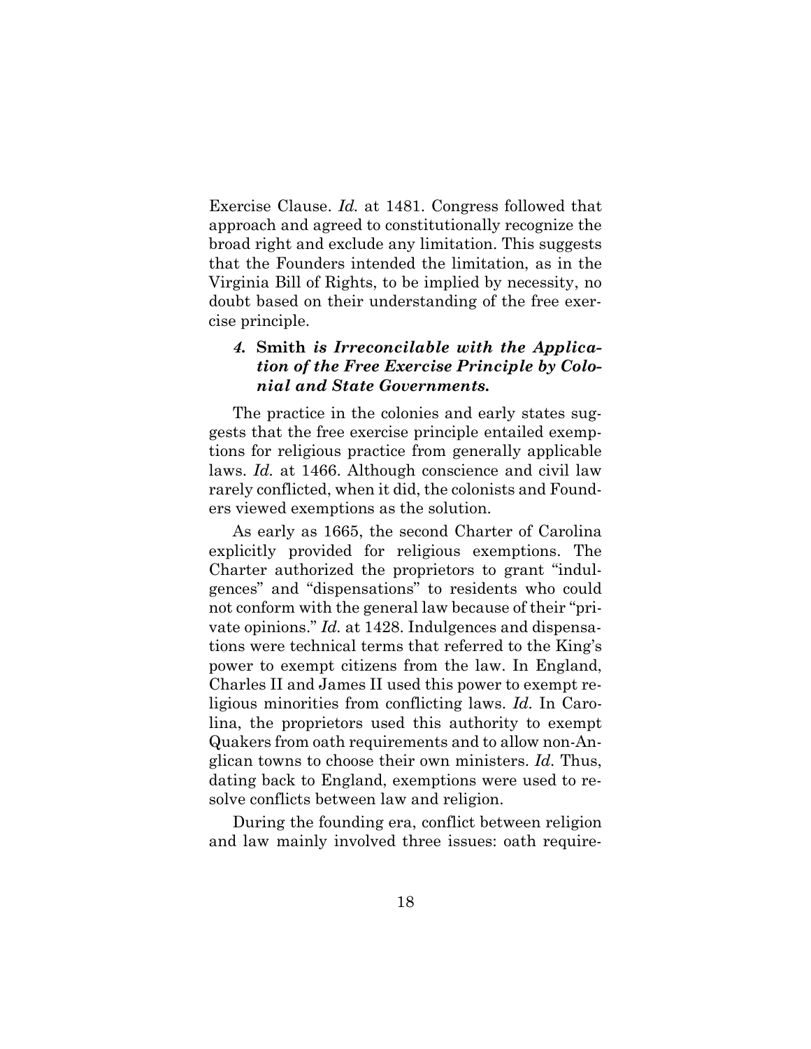Exercise Clause. *Id.* at 1481. Congress followed that approach and agreed to constitutionally recognize the broad right and exclude any limitation. This suggests that the Founders intended the limitation, as in the Virginia Bill of Rights, to be implied by necessity, no doubt based on their understanding of the free exercise principle.

#### *4.* **Smith** ***is Irreconcilable with the Application of the Free Exercise Principle by Colonial and State Governments.***

The practice in the colonies and early states suggests that the free exercise principle entailed exemptions for religious practice from generally applicable laws. *Id.* at 1466. Although conscience and civil law rarely conflicted, when it did, the colonists and Founders viewed exemptions as the solution.

As early as 1665, the second Charter of Carolina explicitly provided for religious exemptions. The Charter authorized the proprietors to grant "indulgences" and "dispensations" to residents who could not conform with the general law because of their "private opinions." *Id.* at 1428. Indulgences and dispensations were technical terms that referred to the King's power to exempt citizens from the law. In England, Charles II and James II used this power to exempt religious minorities from conflicting laws. *Id.* In Carolina, the proprietors used this authority to exempt Quakers from oath requirements and to allow non-Anglican towns to choose their own ministers. *Id.* Thus, dating back to England, exemptions were used to resolve conflicts between law and religion.

During the founding era, conflict between religion and law mainly involved three issues: oath require-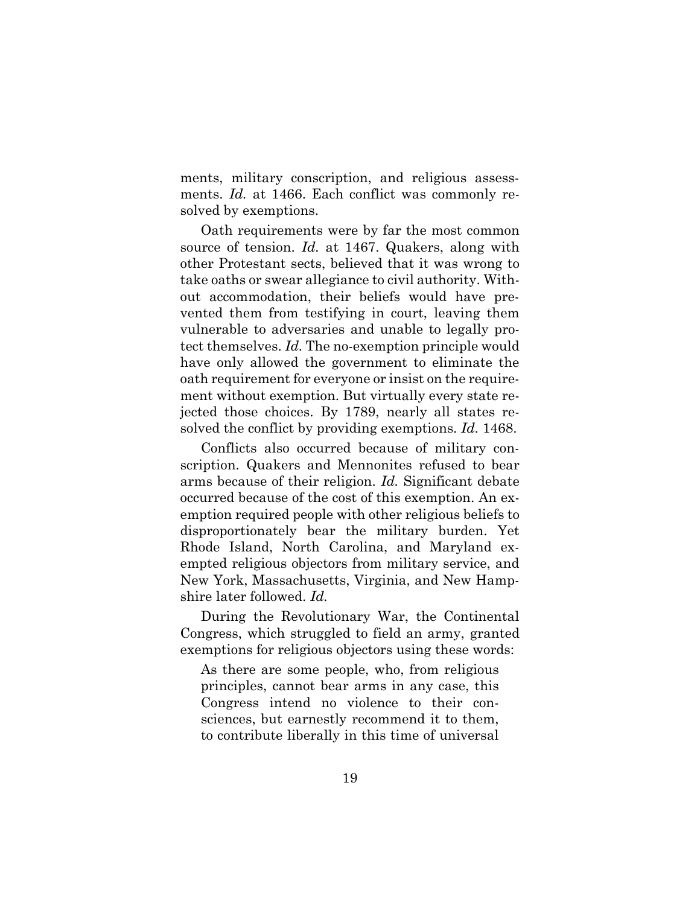ments, military conscription, and religious assessments. *Id.* at 1466. Each conflict was commonly resolved by exemptions.

Oath requirements were by far the most common source of tension. *Id.* at 1467. Quakers, along with other Protestant sects, believed that it was wrong to take oaths or swear allegiance to civil authority. Without accommodation, their beliefs would have prevented them from testifying in court, leaving them vulnerable to adversaries and unable to legally protect themselves. *Id.* The no-exemption principle would have only allowed the government to eliminate the oath requirement for everyone or insist on the requirement without exemption. But virtually every state rejected those choices. By 1789, nearly all states resolved the conflict by providing exemptions. *Id.* 1468.

Conflicts also occurred because of military conscription. Quakers and Mennonites refused to bear arms because of their religion. *Id.* Significant debate occurred because of the cost of this exemption. An exemption required people with other religious beliefs to disproportionately bear the military burden. Yet Rhode Island, North Carolina, and Maryland exempted religious objectors from military service, and New York, Massachusetts, Virginia, and New Hampshire later followed. *Id.*

During the Revolutionary War, the Continental Congress, which struggled to field an army, granted exemptions for religious objectors using these words:

> As there are some people, who, from religious principles, cannot bear arms in any case, this Congress intend no violence to their consciences, but earnestly recommend it to them, to contribute liberally in this time of universal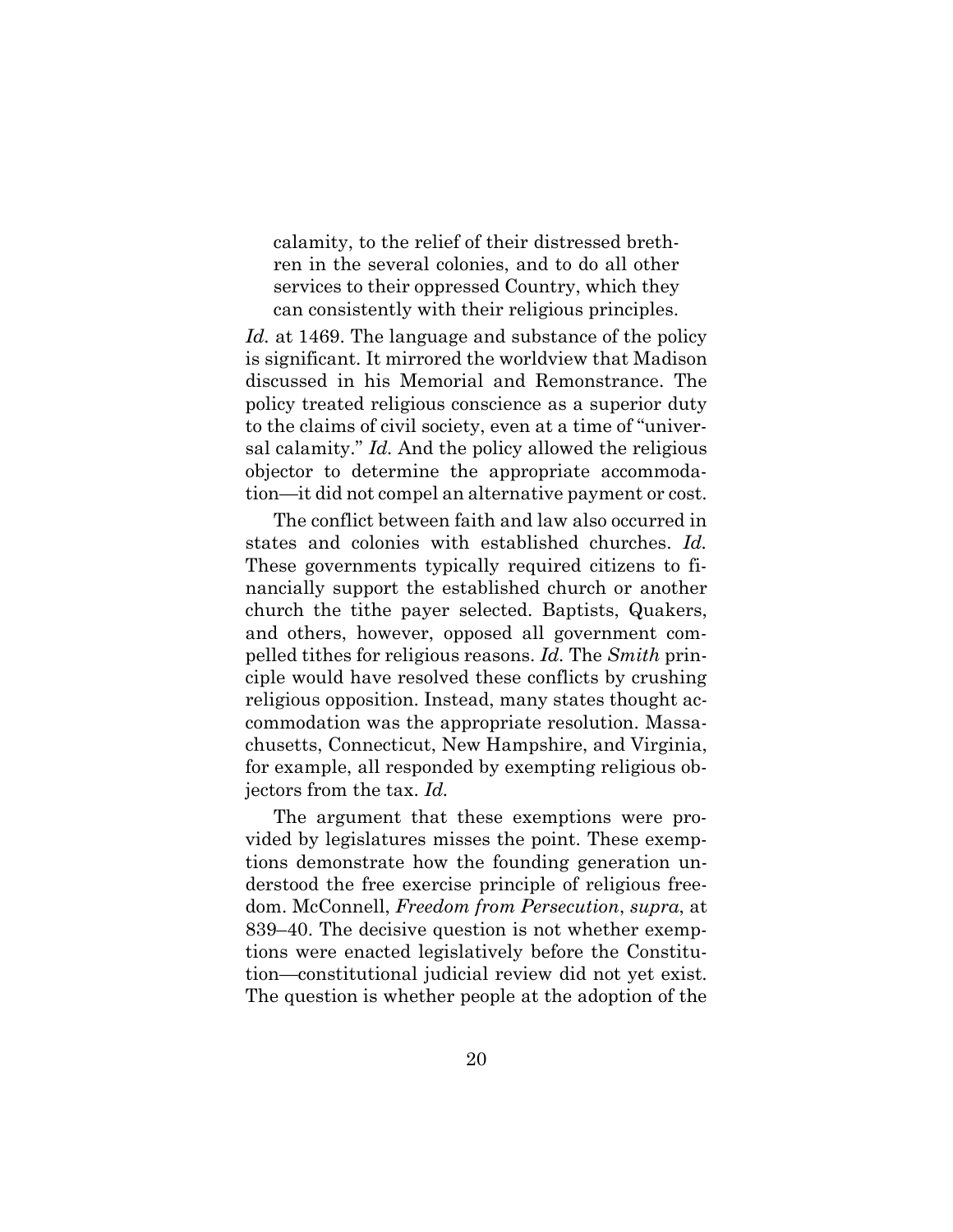> calamity, to the relief of their distressed brethren in the several colonies, and to do all other services to their oppressed Country, which they can consistently with their religious principles.

*Id.* at 1469. The language and substance of the policy is significant. It mirrored the worldview that Madison discussed in his Memorial and Remonstrance. The policy treated religious conscience as a superior duty to the claims of civil society, even at a time of "universal calamity." *Id.* And the policy allowed the religious objector to determine the appropriate accommodation—it did not compel an alternative payment or cost.

The conflict between faith and law also occurred in states and colonies with established churches. *Id.* These governments typically required citizens to financially support the established church or another church the tithe payer selected. Baptists, Quakers, and others, however, opposed all government compelled tithes for religious reasons. *Id.* The *Smith* principle would have resolved these conflicts by crushing religious opposition. Instead, many states thought accommodation was the appropriate resolution. Massachusetts, Connecticut, New Hampshire, and Virginia, for example, all responded by exempting religious objectors from the tax. *Id.*

The argument that these exemptions were provided by legislatures misses the point. These exemptions demonstrate how the founding generation understood the free exercise principle of religious freedom. McConnell, *Freedom from Persecution*, *supra*, at 839–40. The decisive question is not whether exemptions were enacted legislatively before the Constitution—constitutional judicial review did not yet exist. The question is whether people at the adoption of the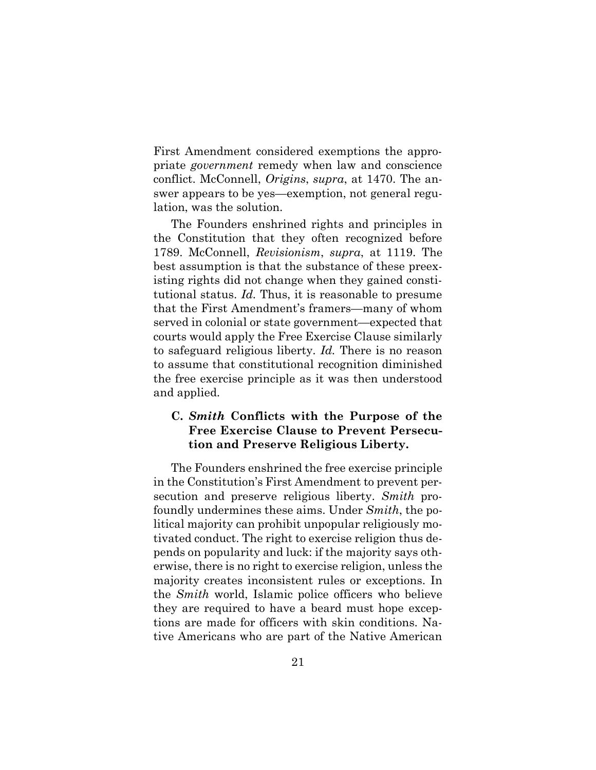First Amendment considered exemptions the appropriate *government* remedy when law and conscience conflict. McConnell, *Origins*, *supra*, at 1470. The answer appears to be yes—exemption, not general regulation, was the solution.

The Founders enshrined rights and principles in the Constitution that they often recognized before 1789. McConnell, *Revisionism*, *supra*, at 1119. The best assumption is that the substance of these preexisting rights did not change when they gained constitutional status. *Id.* Thus, it is reasonable to presume that the First Amendment's framers—many of whom served in colonial or state government—expected that courts would apply the Free Exercise Clause similarly to safeguard religious liberty. *Id.* There is no reason to assume that constitutional recognition diminished the free exercise principle as it was then understood and applied.

### C. *Smith* Conflicts with the Purpose of the Free Exercise Clause to Prevent Persecution and Preserve Religious Liberty.

The Founders enshrined the free exercise principle in the Constitution's First Amendment to prevent persecution and preserve religious liberty. *Smith* profoundly undermines these aims. Under *Smith*, the political majority can prohibit unpopular religiously motivated conduct. The right to exercise religion thus depends on popularity and luck: if the majority says otherwise, there is no right to exercise religion, unless the majority creates inconsistent rules or exceptions. In the *Smith* world, Islamic police officers who believe they are required to have a beard must hope exceptions are made for officers with skin conditions. Native Americans who are part of the Native American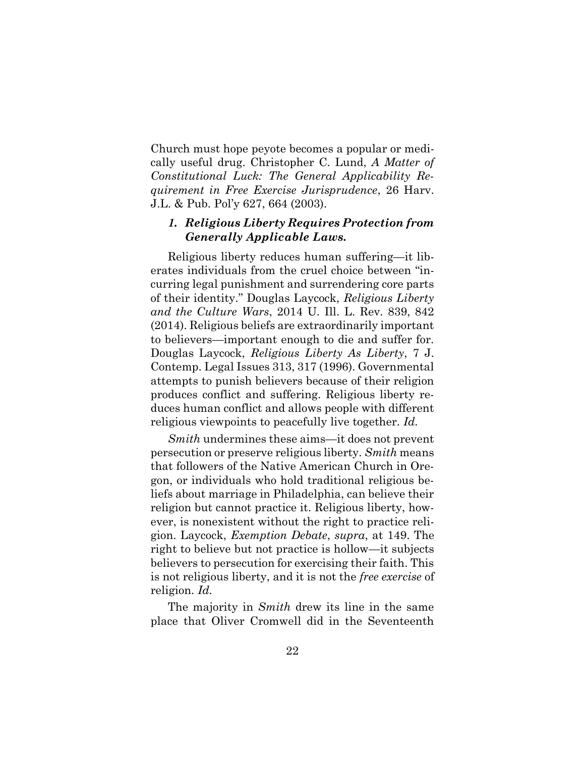Church must hope peyote becomes a popular or medically useful drug. Christopher C. Lund, *A Matter of Constitutional Luck: The General Applicability Requirement in Free Exercise Jurisprudence*, 26 Harv. J.L. & Pub. Pol'y 627, 664 (2003).

### *1. Religious Liberty Requires Protection from Generally Applicable Laws.*

Religious liberty reduces human suffering—it liberates individuals from the cruel choice between "incurring legal punishment and surrendering core parts of their identity." Douglas Laycock, *Religious Liberty and the Culture Wars*, 2014 U. Ill. L. Rev. 839, 842 (2014). Religious beliefs are extraordinarily important to believers—important enough to die and suffer for. Douglas Laycock, *Religious Liberty As Liberty*, 7 J. Contemp. Legal Issues 313, 317 (1996). Governmental attempts to punish believers because of their religion produces conflict and suffering. Religious liberty reduces human conflict and allows people with different religious viewpoints to peacefully live together. *Id.*

*Smith* undermines these aims—it does not prevent persecution or preserve religious liberty. *Smith* means that followers of the Native American Church in Oregon, or individuals who hold traditional religious beliefs about marriage in Philadelphia, can believe their religion but cannot practice it. Religious liberty, however, is nonexistent without the right to practice religion. Laycock, *Exemption Debate*, *supra*, at 149. The right to believe but not practice is hollow—it subjects believers to persecution for exercising their faith. This is not religious liberty, and it is not the *free exercise* of religion. *Id.*

The majority in *Smith* drew its line in the same place that Oliver Cromwell did in the Seventeenth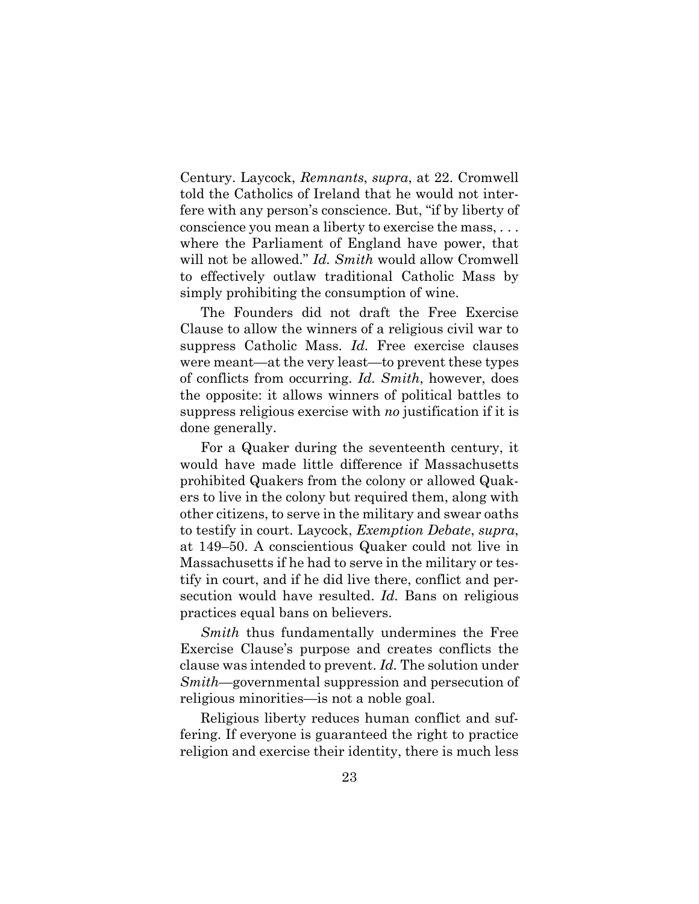Century. Laycock, *Remnants*, *supra*, at 22. Cromwell told the Catholics of Ireland that he would not interfere with any person's conscience. But, "if by liberty of conscience you mean a liberty to exercise the mass, . . . where the Parliament of England have power, that will not be allowed." *Id. Smith* would allow Cromwell to effectively outlaw traditional Catholic Mass by simply prohibiting the consumption of wine.

The Founders did not draft the Free Exercise Clause to allow the winners of a religious civil war to suppress Catholic Mass. *Id.* Free exercise clauses were meant—at the very least—to prevent these types of conflicts from occurring. *Id. Smith*, however, does the opposite: it allows winners of political battles to suppress religious exercise with *no* justification if it is done generally.

For a Quaker during the seventeenth century, it would have made little difference if Massachusetts prohibited Quakers from the colony or allowed Quakers to live in the colony but required them, along with other citizens, to serve in the military and swear oaths to testify in court. Laycock, *Exemption Debate*, *supra*, at 149–50. A conscientious Quaker could not live in Massachusetts if he had to serve in the military or testify in court, and if he did live there, conflict and persecution would have resulted. *Id.* Bans on religious practices equal bans on believers.

*Smith* thus fundamentally undermines the Free Exercise Clause's purpose and creates conflicts the clause was intended to prevent. *Id.* The solution under *Smith*—governmental suppression and persecution of religious minorities—is not a noble goal.

Religious liberty reduces human conflict and suffering. If everyone is guaranteed the right to practice religion and exercise their identity, there is much less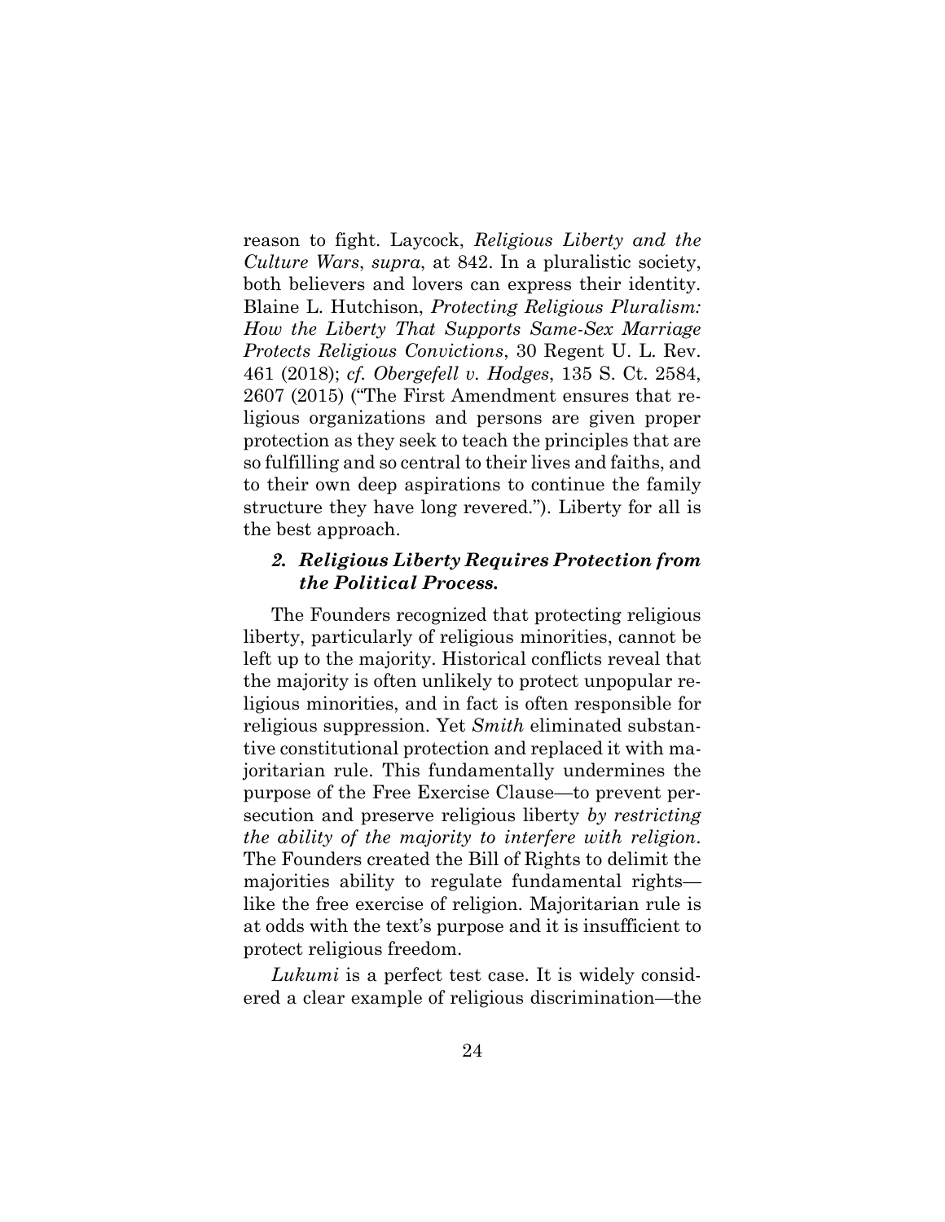reason to fight. Laycock, *Religious Liberty and the Culture Wars*, *supra*, at 842. In a pluralistic society, both believers and lovers can express their identity. Blaine L. Hutchison, *Protecting Religious Pluralism: How the Liberty That Supports Same-Sex Marriage Protects Religious Convictions*, 30 Regent U. L. Rev. 461 (2018); *cf. Obergefell v. Hodges*, 135 S. Ct. 2584, 2607 (2015) ("The First Amendment ensures that religious organizations and persons are given proper protection as they seek to teach the principles that are so fulfilling and so central to their lives and faiths, and to their own deep aspirations to continue the family structure they have long revered."). Liberty for all is the best approach.

### *2. Religious Liberty Requires Protection from the Political Process.*

The Founders recognized that protecting religious liberty, particularly of religious minorities, cannot be left up to the majority. Historical conflicts reveal that the majority is often unlikely to protect unpopular religious minorities, and in fact is often responsible for religious suppression. Yet *Smith* eliminated substantive constitutional protection and replaced it with majoritarian rule. This fundamentally undermines the purpose of the Free Exercise Clause—to prevent persecution and preserve religious liberty *by restricting the ability of the majority to interfere with religion*. The Founders created the Bill of Rights to delimit the majorities ability to regulate fundamental rights—like the free exercise of religion. Majoritarian rule is at odds with the text's purpose and it is insufficient to protect religious freedom.

*Lukumi* is a perfect test case. It is widely considered a clear example of religious discrimination—the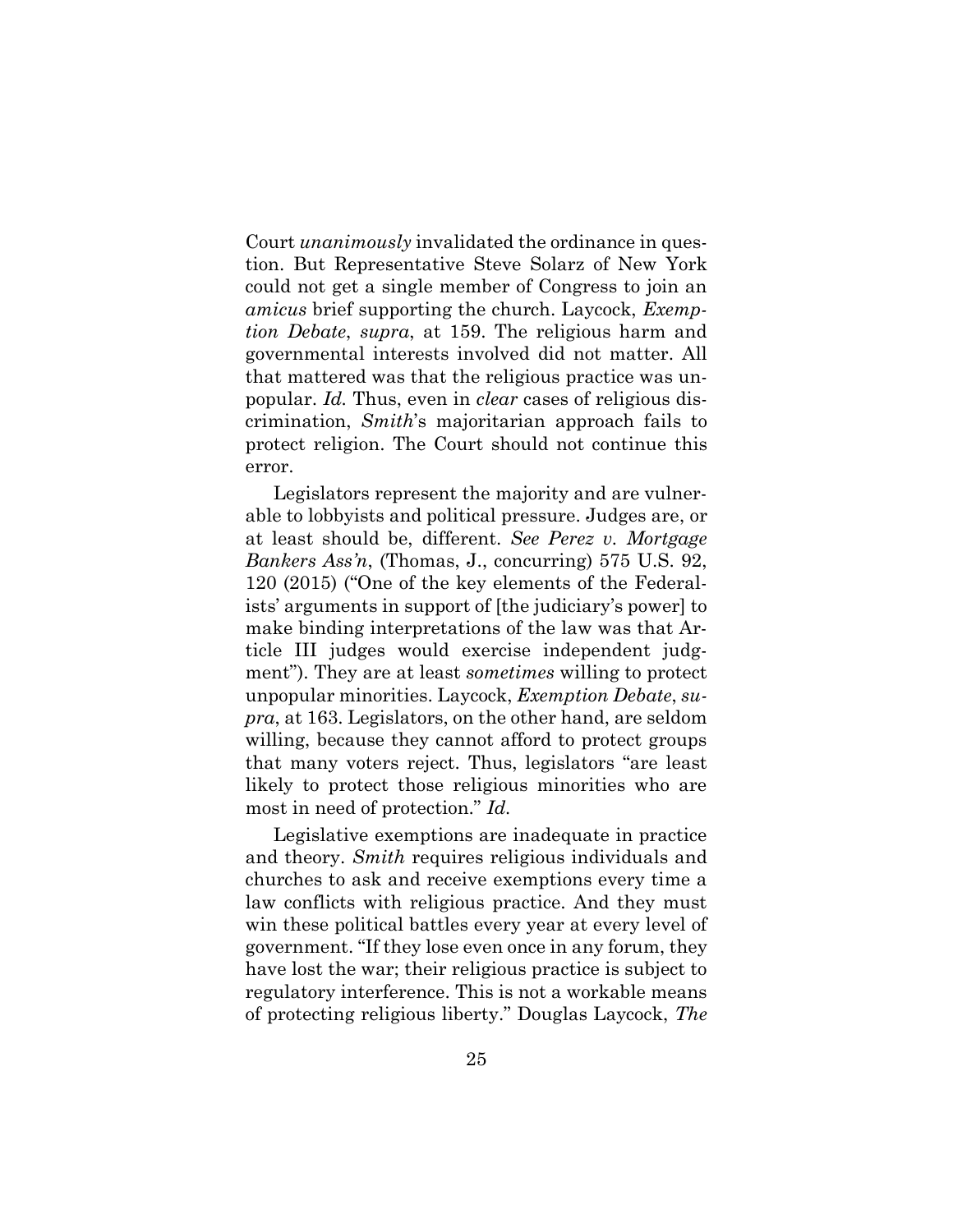Court *unanimously* invalidated the ordinance in question. But Representative Steve Solarz of New York could not get a single member of Congress to join an *amicus* brief supporting the church. Laycock, *Exemption Debate*, *supra*, at 159. The religious harm and governmental interests involved did not matter. All that mattered was that the religious practice was unpopular. *Id.* Thus, even in *clear* cases of religious discrimination, *Smith*'s majoritarian approach fails to protect religion. The Court should not continue this error.

Legislators represent the majority and are vulnerable to lobbyists and political pressure. Judges are, or at least should be, different. *See Perez v. Mortgage Bankers Ass'n*, (Thomas, J., concurring) 575 U.S. 92, 120 (2015) ("One of the key elements of the Federalists' arguments in support of [the judiciary's power] to make binding interpretations of the law was that Article III judges would exercise independent judgment"). They are at least *sometimes* willing to protect unpopular minorities. Laycock, *Exemption Debate*, *supra*, at 163. Legislators, on the other hand, are seldom willing, because they cannot afford to protect groups that many voters reject. Thus, legislators "are least likely to protect those religious minorities who are most in need of protection." *Id.*

Legislative exemptions are inadequate in practice and theory. *Smith* requires religious individuals and churches to ask and receive exemptions every time a law conflicts with religious practice. And they must win these political battles every year at every level of government. "If they lose even once in any forum, they have lost the war; their religious practice is subject to regulatory interference. This is not a workable means of protecting religious liberty." Douglas Laycock, *The*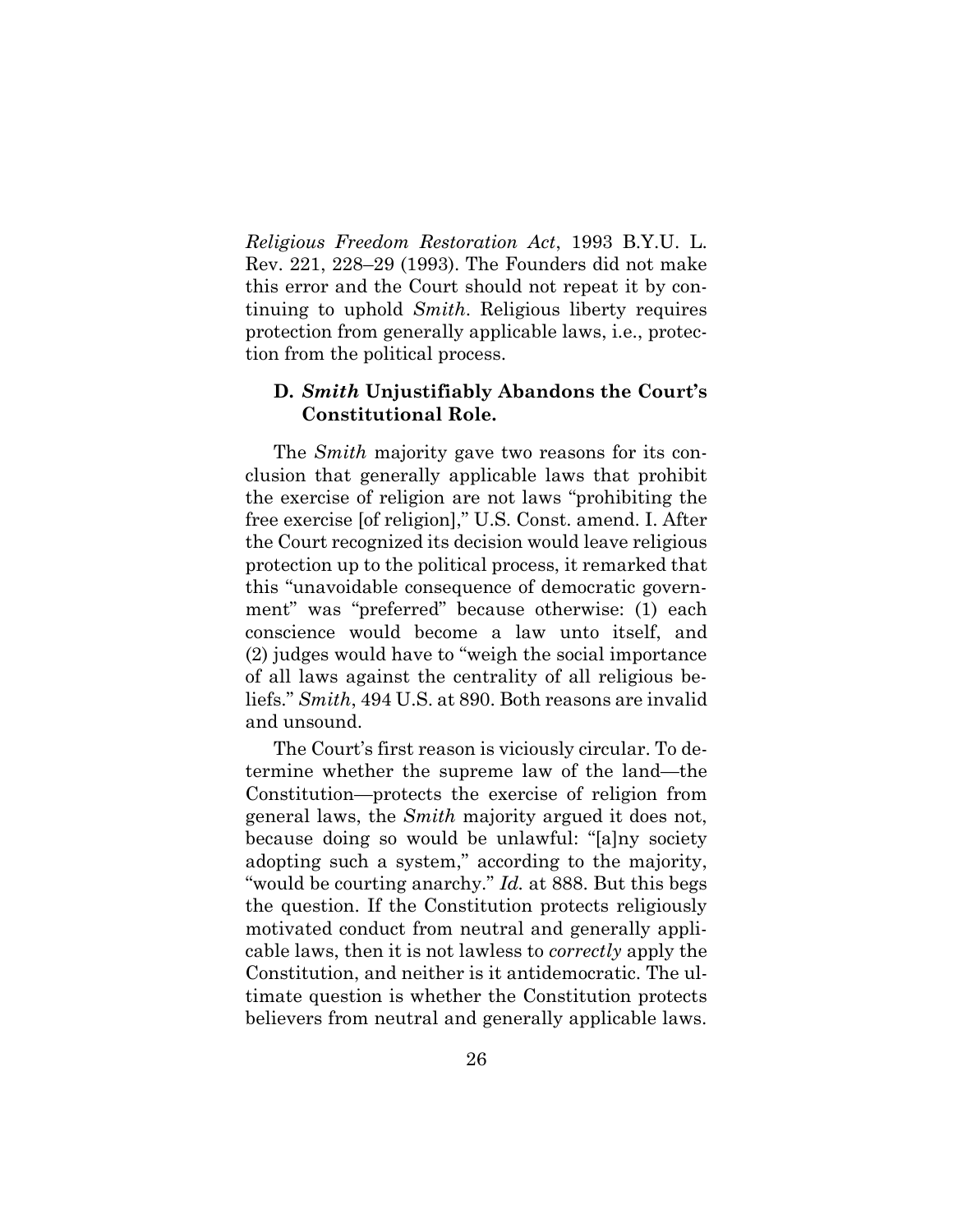*Religious Freedom Restoration Act*, 1993 B.Y.U. L. Rev. 221, 228–29 (1993). The Founders did not make this error and the Court should not repeat it by continuing to uphold *Smith*. Religious liberty requires protection from generally applicable laws, i.e., protection from the political process.

### D. *Smith* Unjustifiably Abandons the Court's Constitutional Role.

The *Smith* majority gave two reasons for its conclusion that generally applicable laws that prohibit the exercise of religion are not laws "prohibiting the free exercise [of religion]," U.S. Const. amend. I. After the Court recognized its decision would leave religious protection up to the political process, it remarked that this "unavoidable consequence of democratic government" was "preferred" because otherwise: (1) each conscience would become a law unto itself, and (2) judges would have to "weigh the social importance of all laws against the centrality of all religious beliefs." *Smith*, 494 U.S. at 890. Both reasons are invalid and unsound.

The Court's first reason is viciously circular. To determine whether the supreme law of the land—the Constitution—protects the exercise of religion from general laws, the *Smith* majority argued it does not, because doing so would be unlawful: "[a]ny society adopting such a system," according to the majority, "would be courting anarchy." *Id.* at 888. But this begs the question. If the Constitution protects religiously motivated conduct from neutral and generally applicable laws, then it is not lawless to *correctly* apply the Constitution, and neither is it antidemocratic. The ultimate question is whether the Constitution protects believers from neutral and generally applicable laws.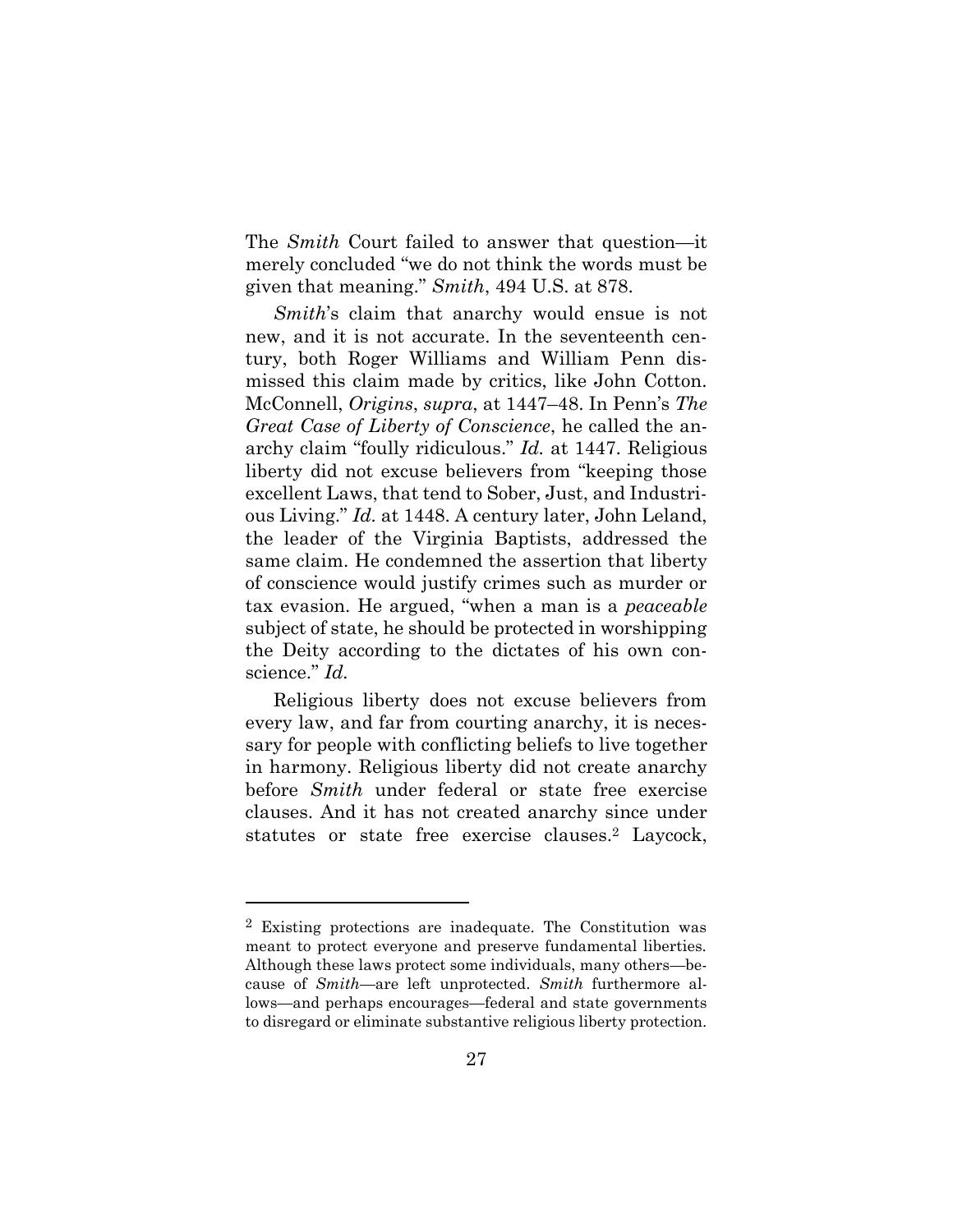The *Smith* Court failed to answer that question—it merely concluded "we do not think the words must be given that meaning." *Smith*, 494 U.S. at 878.

*Smith*'s claim that anarchy would ensue is not new, and it is not accurate. In the seventeenth century, both Roger Williams and William Penn dismissed this claim made by critics, like John Cotton. McConnell, *Origins*, *supra*, at 1447–48. In Penn's *The Great Case of Liberty of Conscience*, he called the anarchy claim "foully ridiculous." *Id.* at 1447. Religious liberty did not excuse believers from "keeping those excellent Laws, that tend to Sober, Just, and Industrious Living." *Id.* at 1448. A century later, John Leland, the leader of the Virginia Baptists, addressed the same claim. He condemned the assertion that liberty of conscience would justify crimes such as murder or tax evasion. He argued, "when a man is a *peaceable* subject of state, he should be protected in worshipping the Deity according to the dictates of his own conscience." *Id.*

Religious liberty does not excuse believers from every law, and far from courting anarchy, it is necessary for people with conflicting beliefs to live together in harmony. Religious liberty did not create anarchy before *Smith* under federal or state free exercise clauses. And it has not created anarchy since under statutes or state free exercise clauses.[2] Laycock,

---

[2] Existing protections are inadequate. The Constitution was meant to protect everyone and preserve fundamental liberties. Although these laws protect some individuals, many others—because of *Smith*—are left unprotected. *Smith* furthermore allows—and perhaps encourages—federal and state governments to disregard or eliminate substantive religious liberty protection.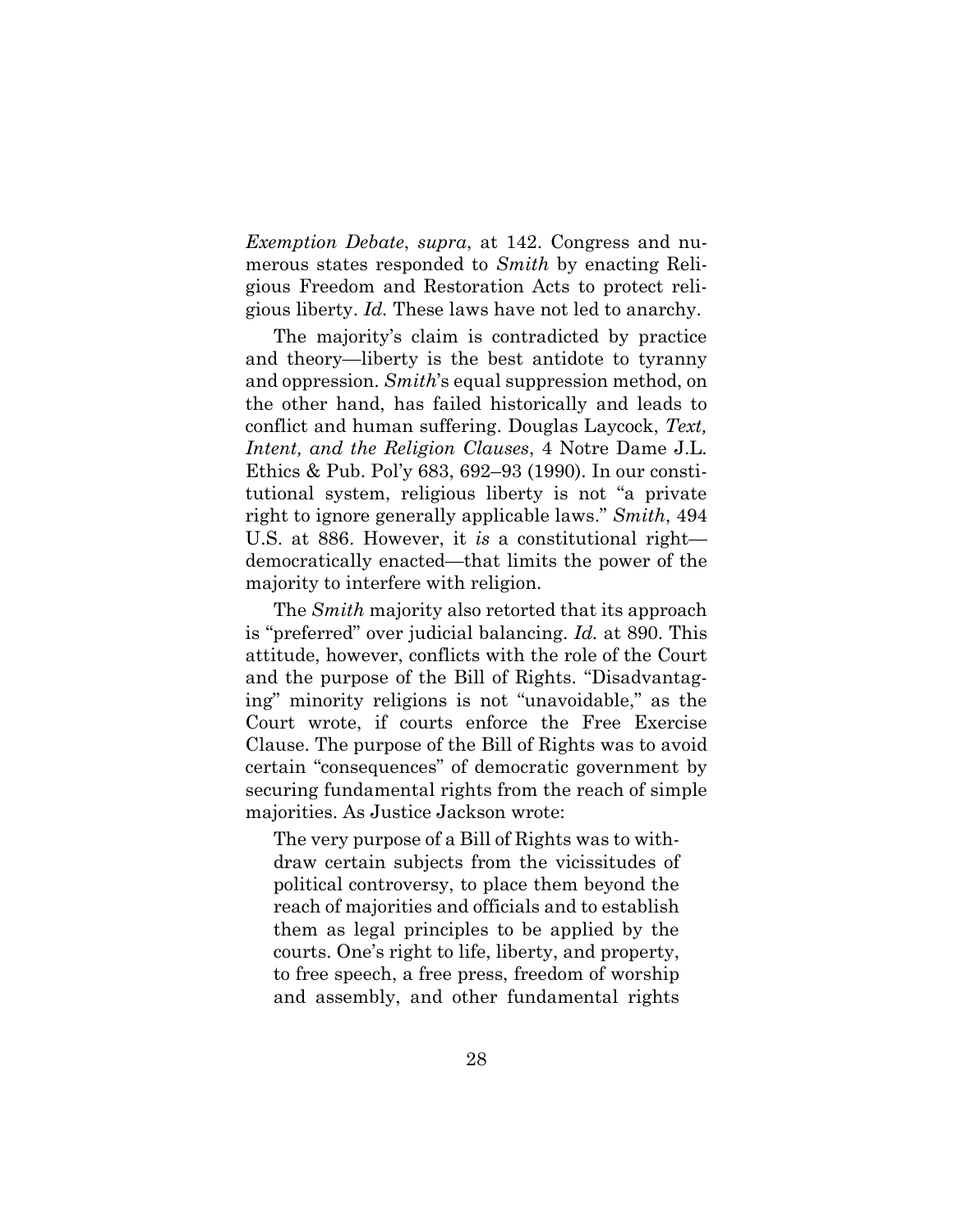*Exemption Debate*, *supra*, at 142. Congress and numerous states responded to *Smith* by enacting Religious Freedom and Restoration Acts to protect religious liberty. *Id.* These laws have not led to anarchy.

The majority's claim is contradicted by practice and theory—liberty is the best antidote to tyranny and oppression. *Smith*'s equal suppression method, on the other hand, has failed historically and leads to conflict and human suffering. Douglas Laycock, *Text, Intent, and the Religion Clauses*, 4 Notre Dame J.L. Ethics & Pub. Pol'y 683, 692–93 (1990). In our constitutional system, religious liberty is not "a private right to ignore generally applicable laws." *Smith*, 494 U.S. at 886. However, it *is* a constitutional right—democratically enacted—that limits the power of the majority to interfere with religion.

The *Smith* majority also retorted that its approach is "preferred" over judicial balancing. *Id.* at 890. This attitude, however, conflicts with the role of the Court and the purpose of the Bill of Rights. "Disadvantaging" minority religions is not "unavoidable," as the Court wrote, if courts enforce the Free Exercise Clause. The purpose of the Bill of Rights was to avoid certain "consequences" of democratic government by securing fundamental rights from the reach of simple majorities. As Justice Jackson wrote:

> The very purpose of a Bill of Rights was to withdraw certain subjects from the vicissitudes of political controversy, to place them beyond the reach of majorities and officials and to establish them as legal principles to be applied by the courts. One's right to life, liberty, and property, to free speech, a free press, freedom of worship and assembly, and other fundamental rights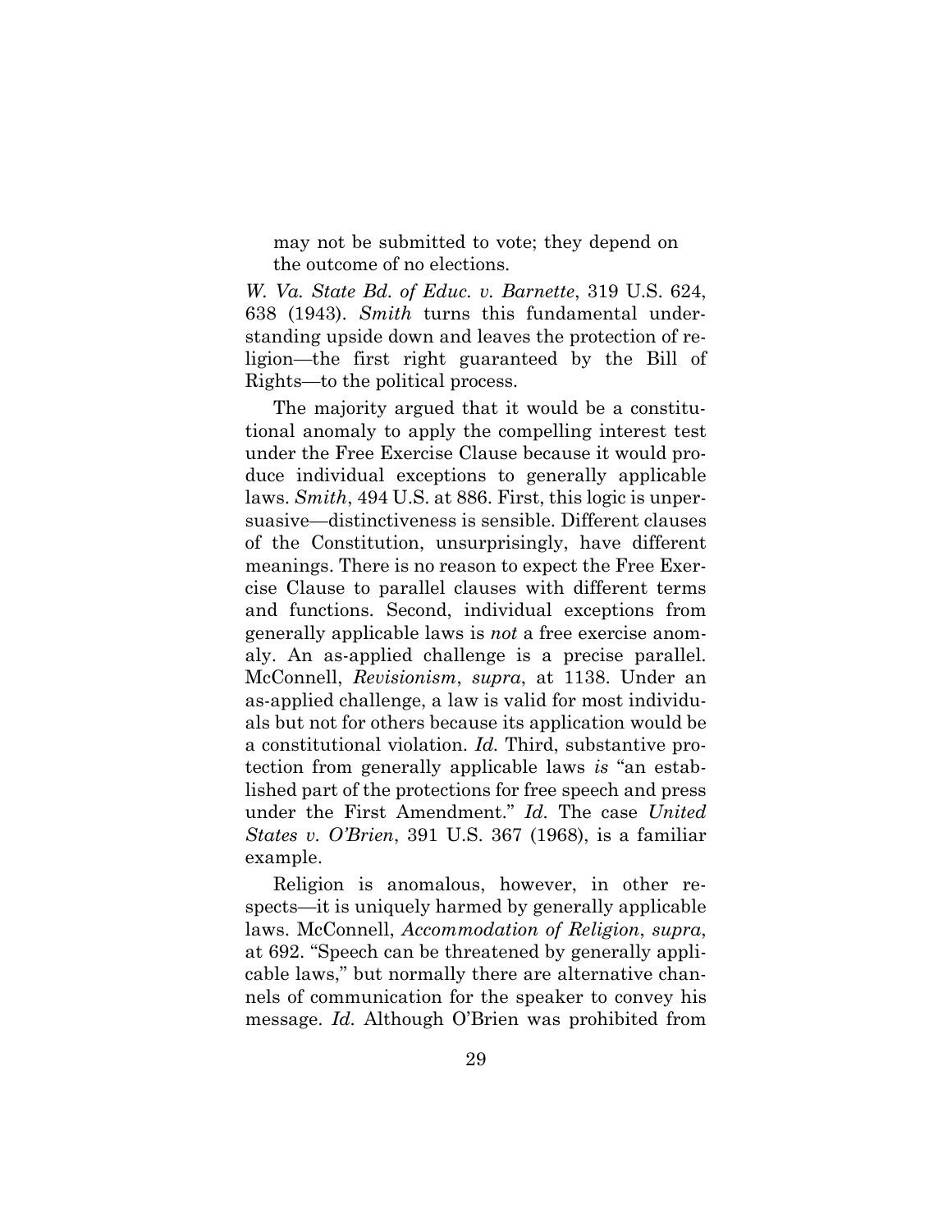> may not be submitted to vote; they depend on the outcome of no elections.

*W. Va. State Bd. of Educ. v. Barnette*, 319 U.S. 624, 638 (1943). *Smith* turns this fundamental understanding upside down and leaves the protection of religion—the first right guaranteed by the Bill of Rights—to the political process.

The majority argued that it would be a constitutional anomaly to apply the compelling interest test under the Free Exercise Clause because it would produce individual exceptions to generally applicable laws. *Smith*, 494 U.S. at 886. First, this logic is unpersuasive—distinctiveness is sensible. Different clauses of the Constitution, unsurprisingly, have different meanings. There is no reason to expect the Free Exercise Clause to parallel clauses with different terms and functions. Second, individual exceptions from generally applicable laws is *not* a free exercise anomaly. An as-applied challenge is a precise parallel. McConnell, *Revisionism*, *supra*, at 1138. Under an as-applied challenge, a law is valid for most individuals but not for others because its application would be a constitutional violation. *Id.* Third, substantive protection from generally applicable laws *is* "an established part of the protections for free speech and press under the First Amendment." *Id.* The case *United States v. O'Brien*, 391 U.S. 367 (1968), is a familiar example.

Religion is anomalous, however, in other respects—it is uniquely harmed by generally applicable laws. McConnell, *Accommodation of Religion*, *supra*, at 692. "Speech can be threatened by generally applicable laws," but normally there are alternative channels of communication for the speaker to convey his message. *Id.* Although O'Brien was prohibited from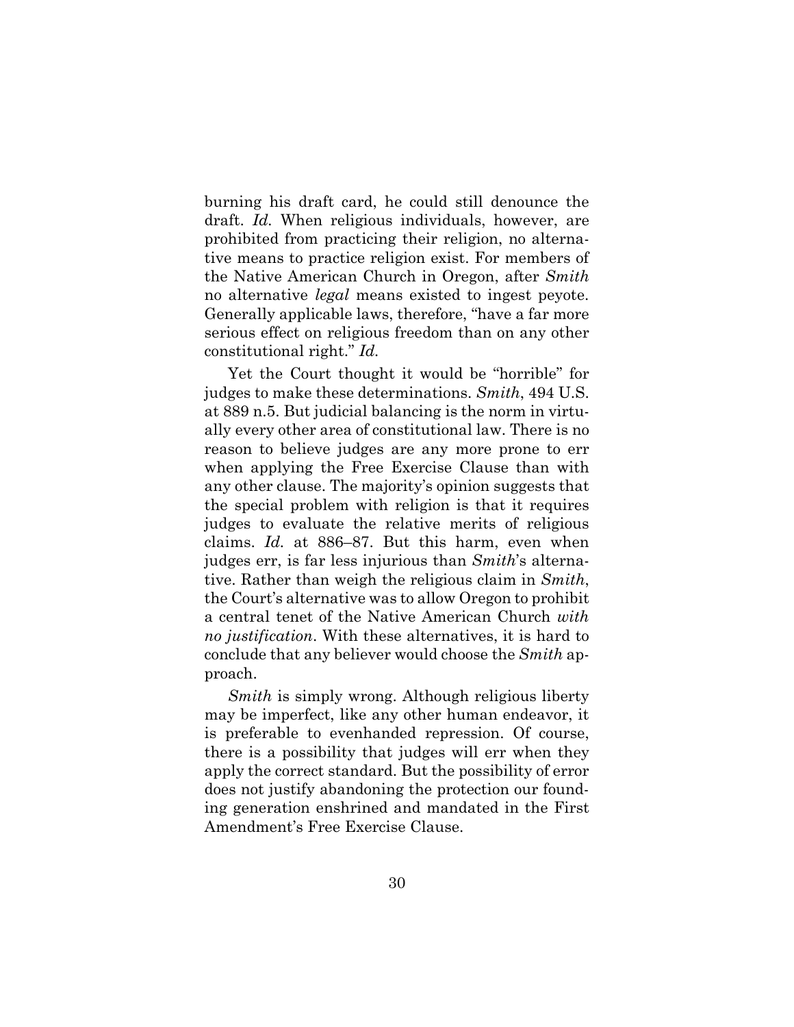burning his draft card, he could still denounce the draft. *Id.* When religious individuals, however, are prohibited from practicing their religion, no alternative means to practice religion exist. For members of the Native American Church in Oregon, after *Smith* no alternative *legal* means existed to ingest peyote. Generally applicable laws, therefore, "have a far more serious effect on religious freedom than on any other constitutional right." *Id.*

Yet the Court thought it would be "horrible" for judges to make these determinations. *Smith*, 494 U.S. at 889 n.5. But judicial balancing is the norm in virtually every other area of constitutional law. There is no reason to believe judges are any more prone to err when applying the Free Exercise Clause than with any other clause. The majority's opinion suggests that the special problem with religion is that it requires judges to evaluate the relative merits of religious claims. *Id.* at 886–87. But this harm, even when judges err, is far less injurious than *Smith*'s alternative. Rather than weigh the religious claim in *Smith*, the Court's alternative was to allow Oregon to prohibit a central tenet of the Native American Church *with no justification*. With these alternatives, it is hard to conclude that any believer would choose the *Smith* approach.

*Smith* is simply wrong. Although religious liberty may be imperfect, like any other human endeavor, it is preferable to evenhanded repression. Of course, there is a possibility that judges will err when they apply the correct standard. But the possibility of error does not justify abandoning the protection our founding generation enshrined and mandated in the First Amendment's Free Exercise Clause.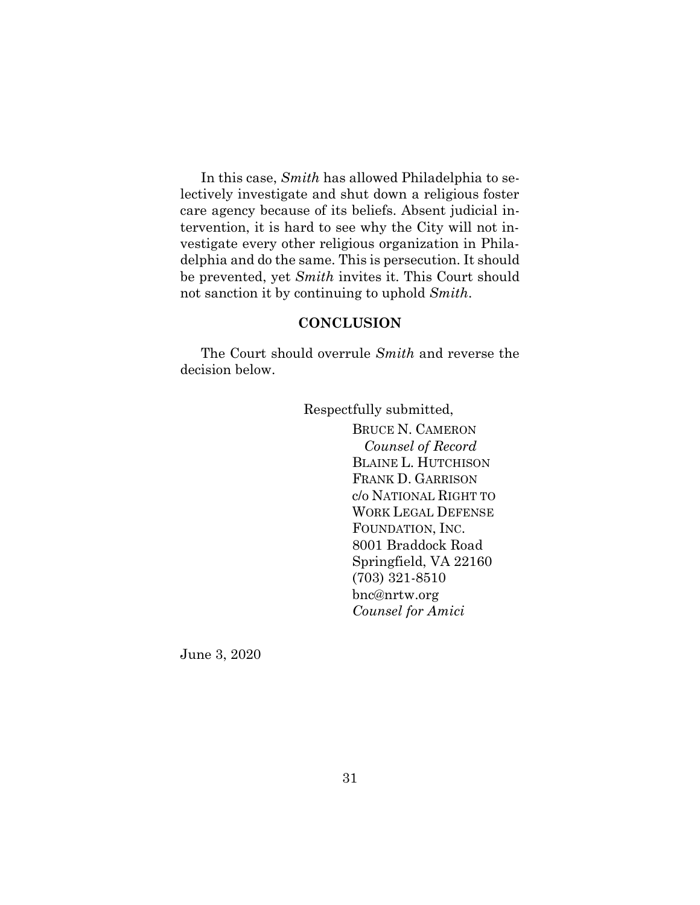In this case, *Smith* has allowed Philadelphia to selectively investigate and shut down a religious foster care agency because of its beliefs. Absent judicial intervention, it is hard to see why the City will not investigate every other religious organization in Philadelphia and do the same. This is persecution. It should be prevented, yet *Smith* invites it. This Court should not sanction it by continuing to uphold *Smith*.

## CONCLUSION

The Court should overrule *Smith* and reverse the decision below.

Respectfully submitted,

BRUCE N. CAMERON
*Counsel of Record*
BLAINE L. HUTCHISON
FRANK D. GARRISON
c/o NATIONAL RIGHT TO
WORK LEGAL DEFENSE
FOUNDATION, INC.
8001 Braddock Road
Springfield, VA 22160
(703) 321-8510
bnc@nrtw.org
*Counsel for Amici*

June 3, 2020